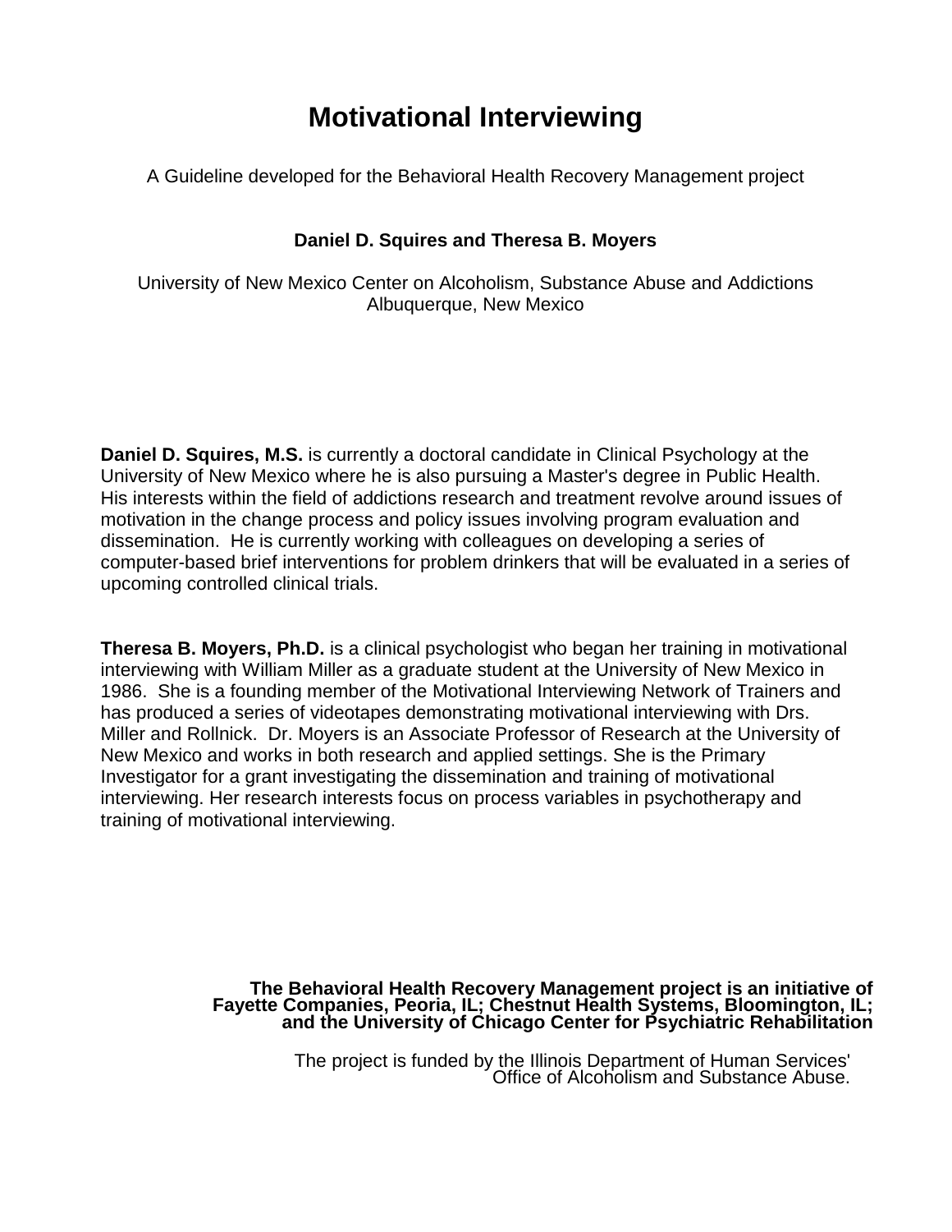# Motivational Interviewing

A Guideline developed for the Behavioral Health Recovery Management project

**Daniel D. Squires and Theresa B. Moyers**

University of New Mexico Center on Alcoholism, Substance Abuse and Addictions
Albuquerque, New Mexico

**Daniel D. Squires, M.S.** is currently a doctoral candidate in Clinical Psychology at the University of New Mexico where he is also pursuing a Master's degree in Public Health. His interests within the field of addictions research and treatment revolve around issues of motivation in the change process and policy issues involving program evaluation and dissemination. He is currently working with colleagues on developing a series of computer-based brief interventions for problem drinkers that will be evaluated in a series of upcoming controlled clinical trials.

**Theresa B. Moyers, Ph.D.** is a clinical psychologist who began her training in motivational interviewing with William Miller as a graduate student at the University of New Mexico in 1986. She is a founding member of the Motivational Interviewing Network of Trainers and has produced a series of videotapes demonstrating motivational interviewing with Drs. Miller and Rollnick. Dr. Moyers is an Associate Professor of Research at the University of New Mexico and works in both research and applied settings. She is the Primary Investigator for a grant investigating the dissemination and training of motivational interviewing. Her research interests focus on process variables in psychotherapy and training of motivational interviewing.

**The Behavioral Health Recovery Management project is an initiative of Fayette Companies, Peoria, IL; Chestnut Health Systems, Bloomington, IL; and the University of Chicago Center for Psychiatric Rehabilitation**

The project is funded by the Illinois Department of Human Services' Office of Alcoholism and Substance Abuse.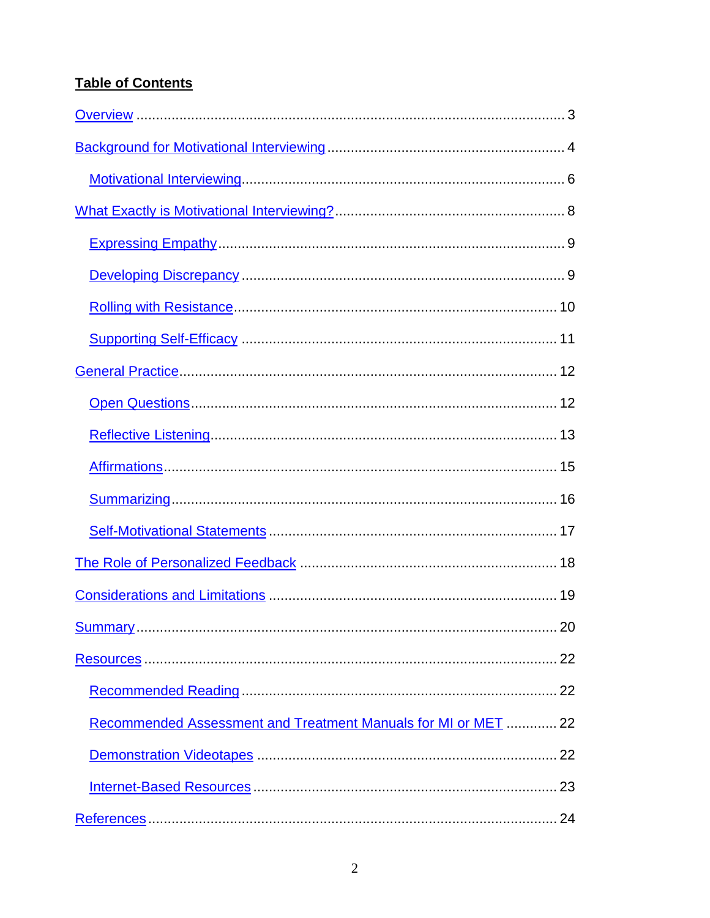**Table of Contents**

Overview ........ 3

Background for Motivational Interviewing ........ 4

- Motivational Interviewing ........ 6

What Exactly is Motivational Interviewing? ........ 8

- Expressing Empathy ........ 9
- Developing Discrepancy ........ 9
- Rolling with Resistance ........ 10
- Supporting Self-Efficacy ........ 11

General Practice ........ 12

- Open Questions ........ 12
- Reflective Listening ........ 13
- Affirmations ........ 15
- Summarizing ........ 16
- Self-Motivational Statements ........ 17

The Role of Personalized Feedback ........ 18

Considerations and Limitations ........ 19

Summary ........ 20

Resources ........ 22

- Recommended Reading ........ 22
- Recommended Assessment and Treatment Manuals for MI or MET ........ 22
- Demonstration Videotapes ........ 22
- Internet-Based Resources ........ 23

References ........ 24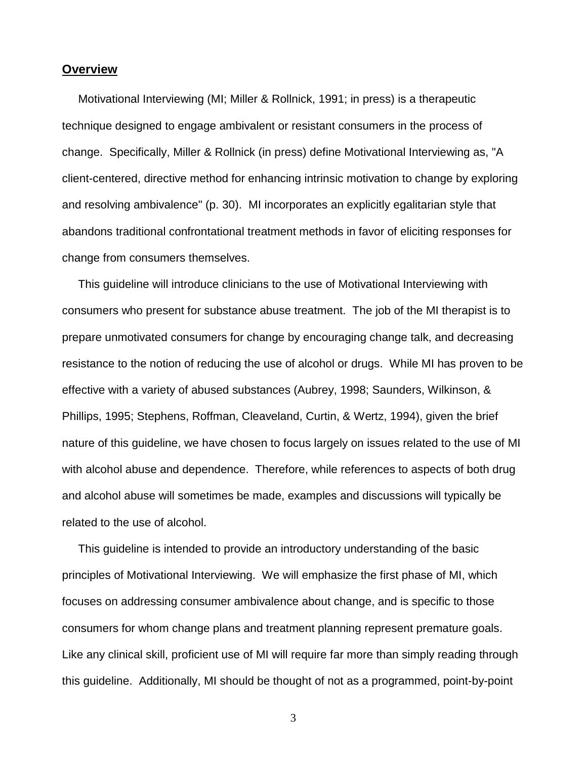## **Overview**

Motivational Interviewing (MI; Miller & Rollnick, 1991; in press) is a therapeutic technique designed to engage ambivalent or resistant consumers in the process of change. Specifically, Miller & Rollnick (in press) define Motivational Interviewing as, "A client-centered, directive method for enhancing intrinsic motivation to change by exploring and resolving ambivalence" (p. 30). MI incorporates an explicitly egalitarian style that abandons traditional confrontational treatment methods in favor of eliciting responses for change from consumers themselves.

This guideline will introduce clinicians to the use of Motivational Interviewing with consumers who present for substance abuse treatment. The job of the MI therapist is to prepare unmotivated consumers for change by encouraging change talk, and decreasing resistance to the notion of reducing the use of alcohol or drugs. While MI has proven to be effective with a variety of abused substances (Aubrey, 1998; Saunders, Wilkinson, & Phillips, 1995; Stephens, Roffman, Cleaveland, Curtin, & Wertz, 1994), given the brief nature of this guideline, we have chosen to focus largely on issues related to the use of MI with alcohol abuse and dependence. Therefore, while references to aspects of both drug and alcohol abuse will sometimes be made, examples and discussions will typically be related to the use of alcohol.

This guideline is intended to provide an introductory understanding of the basic principles of Motivational Interviewing. We will emphasize the first phase of MI, which focuses on addressing consumer ambivalence about change, and is specific to those consumers for whom change plans and treatment planning represent premature goals. Like any clinical skill, proficient use of MI will require far more than simply reading through this guideline. Additionally, MI should be thought of not as a programmed, point-by-point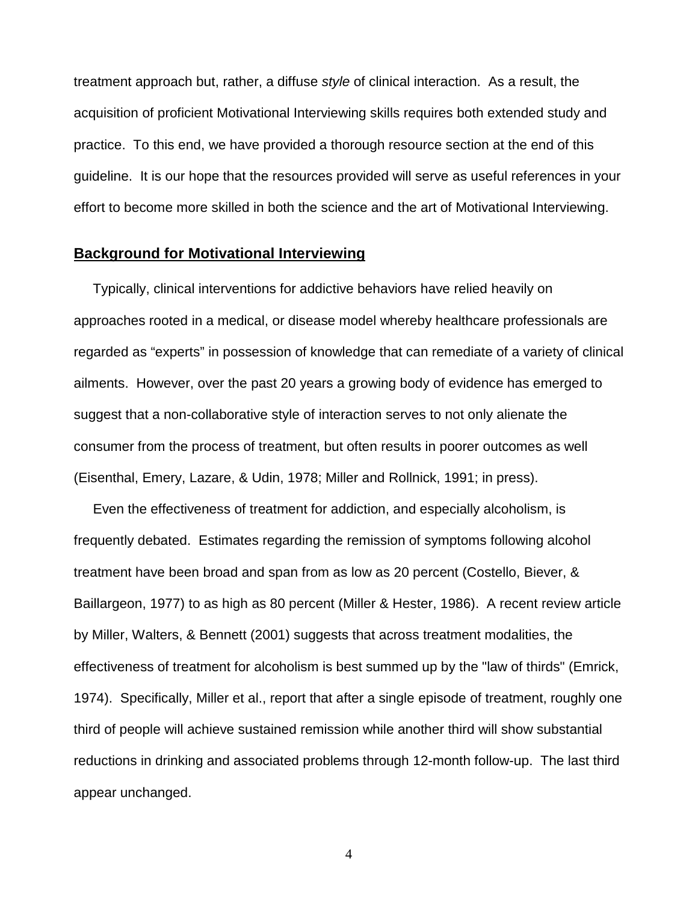treatment approach but, rather, a diffuse *style* of clinical interaction. As a result, the acquisition of proficient Motivational Interviewing skills requires both extended study and practice. To this end, we have provided a thorough resource section at the end of this guideline. It is our hope that the resources provided will serve as useful references in your effort to become more skilled in both the science and the art of Motivational Interviewing.

## **Background for Motivational Interviewing**

Typically, clinical interventions for addictive behaviors have relied heavily on approaches rooted in a medical, or disease model whereby healthcare professionals are regarded as "experts" in possession of knowledge that can remediate of a variety of clinical ailments. However, over the past 20 years a growing body of evidence has emerged to suggest that a non-collaborative style of interaction serves to not only alienate the consumer from the process of treatment, but often results in poorer outcomes as well (Eisenthal, Emery, Lazare, & Udin, 1978; Miller and Rollnick, 1991; in press).

Even the effectiveness of treatment for addiction, and especially alcoholism, is frequently debated. Estimates regarding the remission of symptoms following alcohol treatment have been broad and span from as low as 20 percent (Costello, Biever, & Baillargeon, 1977) to as high as 80 percent (Miller & Hester, 1986). A recent review article by Miller, Walters, & Bennett (2001) suggests that across treatment modalities, the effectiveness of treatment for alcoholism is best summed up by the "law of thirds" (Emrick, 1974). Specifically, Miller et al., report that after a single episode of treatment, roughly one third of people will achieve sustained remission while another third will show substantial reductions in drinking and associated problems through 12-month follow-up. The last third appear unchanged.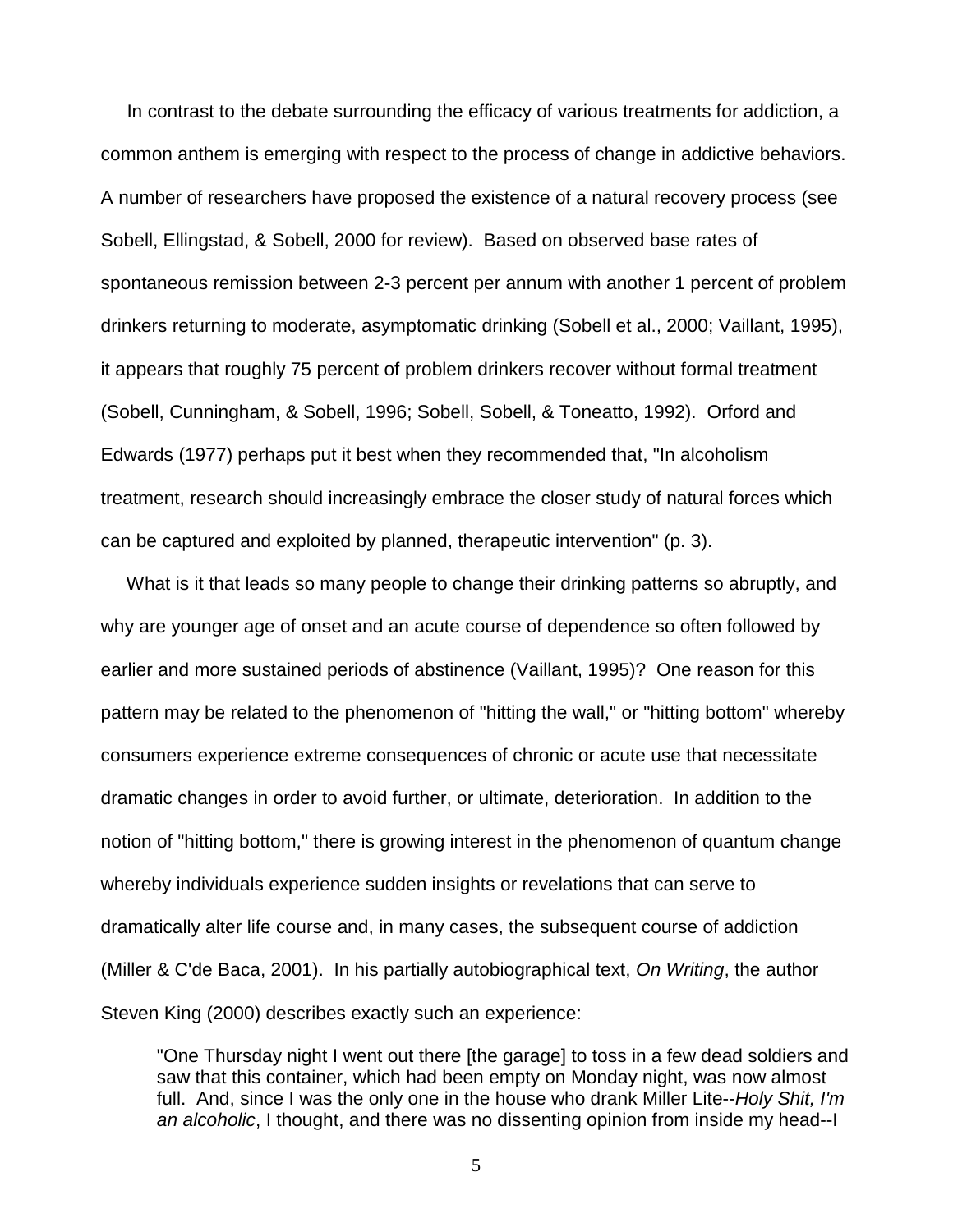In contrast to the debate surrounding the efficacy of various treatments for addiction, a common anthem is emerging with respect to the process of change in addictive behaviors. A number of researchers have proposed the existence of a natural recovery process (see Sobell, Ellingstad, & Sobell, 2000 for review). Based on observed base rates of spontaneous remission between 2-3 percent per annum with another 1 percent of problem drinkers returning to moderate, asymptomatic drinking (Sobell et al., 2000; Vaillant, 1995), it appears that roughly 75 percent of problem drinkers recover without formal treatment (Sobell, Cunningham, & Sobell, 1996; Sobell, Sobell, & Toneatto, 1992). Orford and Edwards (1977) perhaps put it best when they recommended that, "In alcoholism treatment, research should increasingly embrace the closer study of natural forces which can be captured and exploited by planned, therapeutic intervention" (p. 3).

What is it that leads so many people to change their drinking patterns so abruptly, and why are younger age of onset and an acute course of dependence so often followed by earlier and more sustained periods of abstinence (Vaillant, 1995)? One reason for this pattern may be related to the phenomenon of "hitting the wall," or "hitting bottom" whereby consumers experience extreme consequences of chronic or acute use that necessitate dramatic changes in order to avoid further, or ultimate, deterioration. In addition to the notion of "hitting bottom," there is growing interest in the phenomenon of quantum change whereby individuals experience sudden insights or revelations that can serve to dramatically alter life course and, in many cases, the subsequent course of addiction (Miller & C'de Baca, 2001). In his partially autobiographical text, *On Writing*, the author Steven King (2000) describes exactly such an experience:

> "One Thursday night I went out there [the garage] to toss in a few dead soldiers and saw that this container, which had been empty on Monday night, was now almost full. And, since I was the only one in the house who drank Miller Lite--*Holy Shit, I'm an alcoholic*, I thought, and there was no dissenting opinion from inside my head--I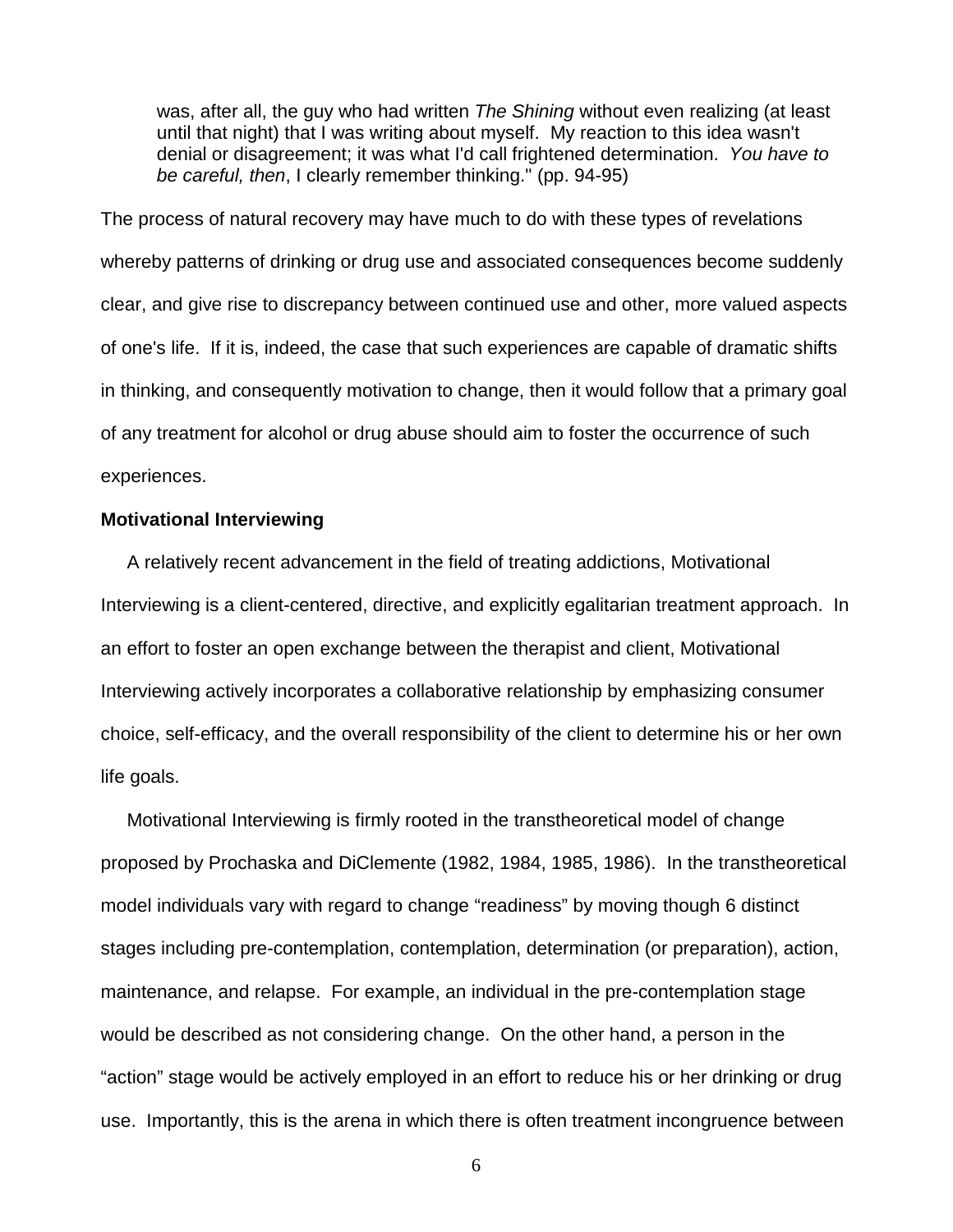> was, after all, the guy who had written *The Shining* without even realizing (at least until that night) that I was writing about myself. My reaction to this idea wasn't denial or disagreement; it was what I'd call frightened determination. *You have to be careful, then*, I clearly remember thinking." (pp. 94-95)

The process of natural recovery may have much to do with these types of revelations whereby patterns of drinking or drug use and associated consequences become suddenly clear, and give rise to discrepancy between continued use and other, more valued aspects of one's life. If it is, indeed, the case that such experiences are capable of dramatic shifts in thinking, and consequently motivation to change, then it would follow that a primary goal of any treatment for alcohol or drug abuse should aim to foster the occurrence of such experiences.

**Motivational Interviewing**

A relatively recent advancement in the field of treating addictions, Motivational Interviewing is a client-centered, directive, and explicitly egalitarian treatment approach. In an effort to foster an open exchange between the therapist and client, Motivational Interviewing actively incorporates a collaborative relationship by emphasizing consumer choice, self-efficacy, and the overall responsibility of the client to determine his or her own life goals.

Motivational Interviewing is firmly rooted in the transtheoretical model of change proposed by Prochaska and DiClemente (1982, 1984, 1985, 1986). In the transtheoretical model individuals vary with regard to change "readiness" by moving though 6 distinct stages including pre-contemplation, contemplation, determination (or preparation), action, maintenance, and relapse. For example, an individual in the pre-contemplation stage would be described as not considering change. On the other hand, a person in the "action" stage would be actively employed in an effort to reduce his or her drinking or drug use. Importantly, this is the arena in which there is often treatment incongruence between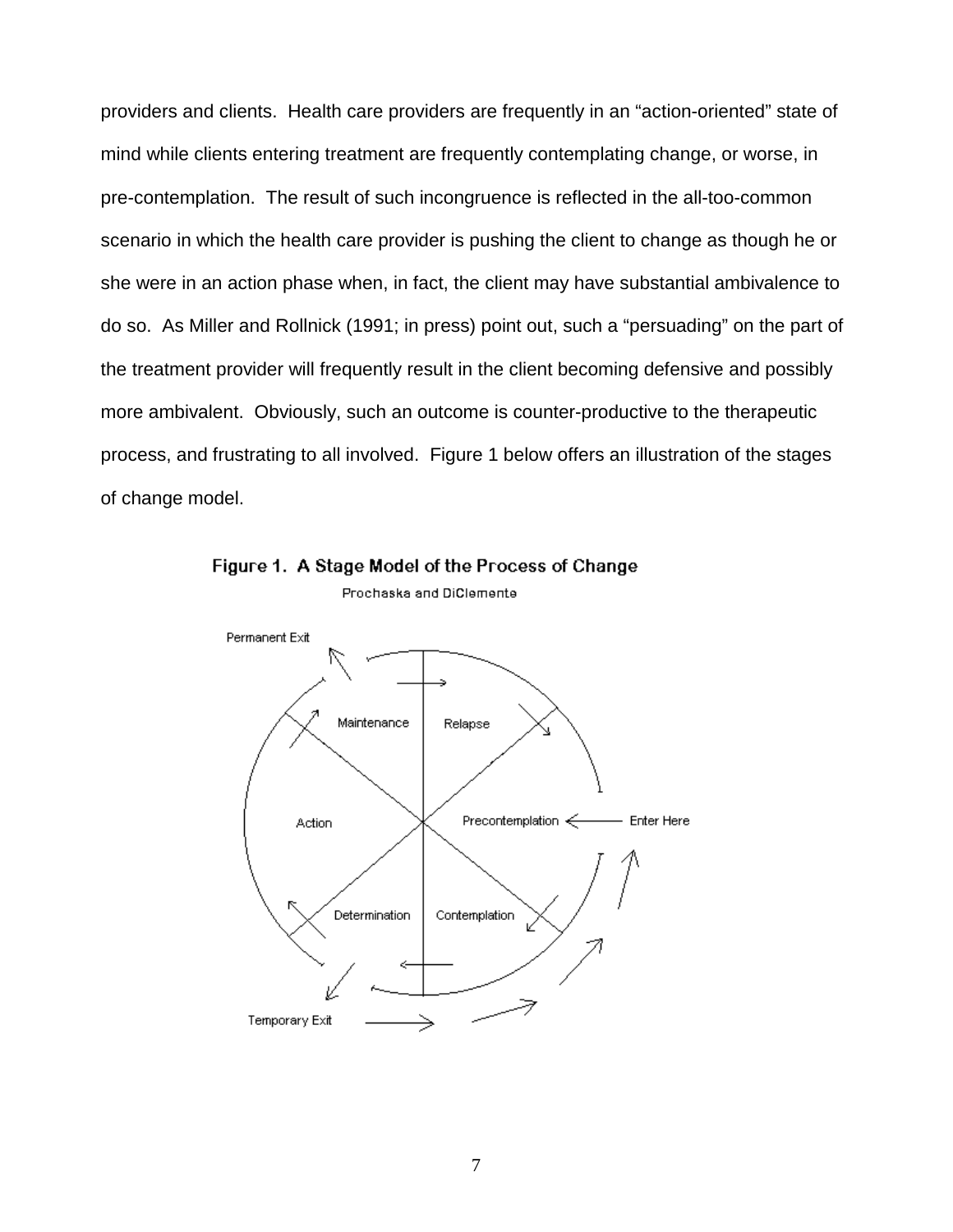providers and clients. Health care providers are frequently in an "action-oriented" state of mind while clients entering treatment are frequently contemplating change, or worse, in pre-contemplation. The result of such incongruence is reflected in the all-too-common scenario in which the health care provider is pushing the client to change as though he or she were in an action phase when, in fact, the client may have substantial ambivalence to do so. As Miller and Rollnick (1991; in press) point out, such a "persuading" on the part of the treatment provider will frequently result in the client becoming defensive and possibly more ambivalent. Obviously, such an outcome is counter-productive to the therapeutic process, and frustrating to all involved. Figure 1 below offers an illustration of the stages of change model.

**Figure 1. A Stage Model of the Process of Change**

Prochaska and DiClemente

Permanent Exit

Maintenance

Relapse

Action

Precontemplation

Enter Here

Determination

Contemplation

Temporary Exit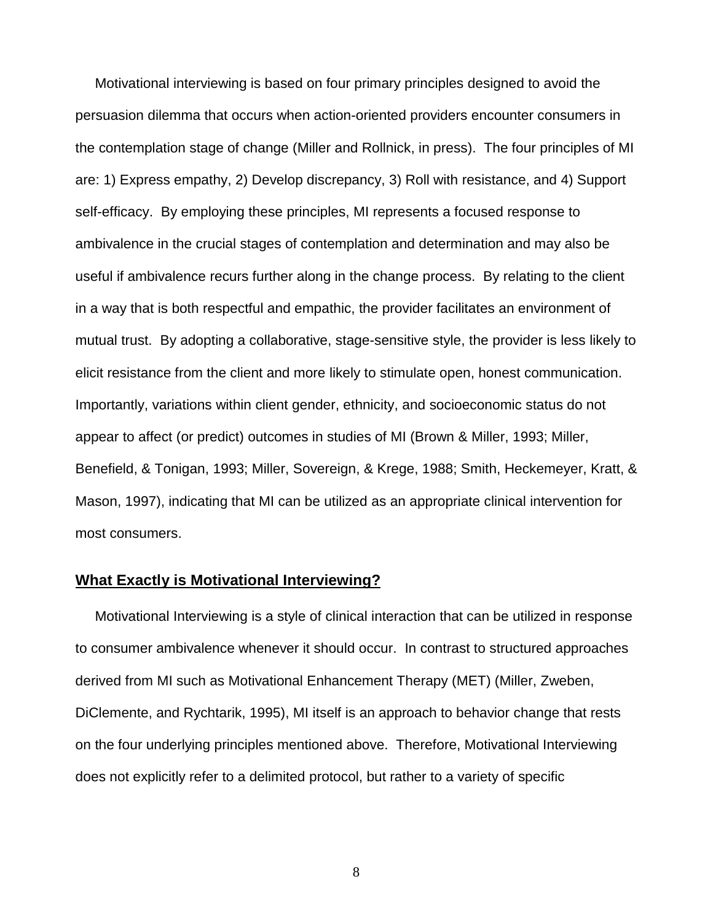Motivational interviewing is based on four primary principles designed to avoid the persuasion dilemma that occurs when action-oriented providers encounter consumers in the contemplation stage of change (Miller and Rollnick, in press). The four principles of MI are: 1) Express empathy, 2) Develop discrepancy, 3) Roll with resistance, and 4) Support self-efficacy. By employing these principles, MI represents a focused response to ambivalence in the crucial stages of contemplation and determination and may also be useful if ambivalence recurs further along in the change process. By relating to the client in a way that is both respectful and empathic, the provider facilitates an environment of mutual trust. By adopting a collaborative, stage-sensitive style, the provider is less likely to elicit resistance from the client and more likely to stimulate open, honest communication. Importantly, variations within client gender, ethnicity, and socioeconomic status do not appear to affect (or predict) outcomes in studies of MI (Brown & Miller, 1993; Miller, Benefield, & Tonigan, 1993; Miller, Sovereign, & Krege, 1988; Smith, Heckemeyer, Kratt, & Mason, 1997), indicating that MI can be utilized as an appropriate clinical intervention for most consumers.

## What Exactly is Motivational Interviewing?

Motivational Interviewing is a style of clinical interaction that can be utilized in response to consumer ambivalence whenever it should occur. In contrast to structured approaches derived from MI such as Motivational Enhancement Therapy (MET) (Miller, Zweben, DiClemente, and Rychtarik, 1995), MI itself is an approach to behavior change that rests on the four underlying principles mentioned above. Therefore, Motivational Interviewing does not explicitly refer to a delimited protocol, but rather to a variety of specific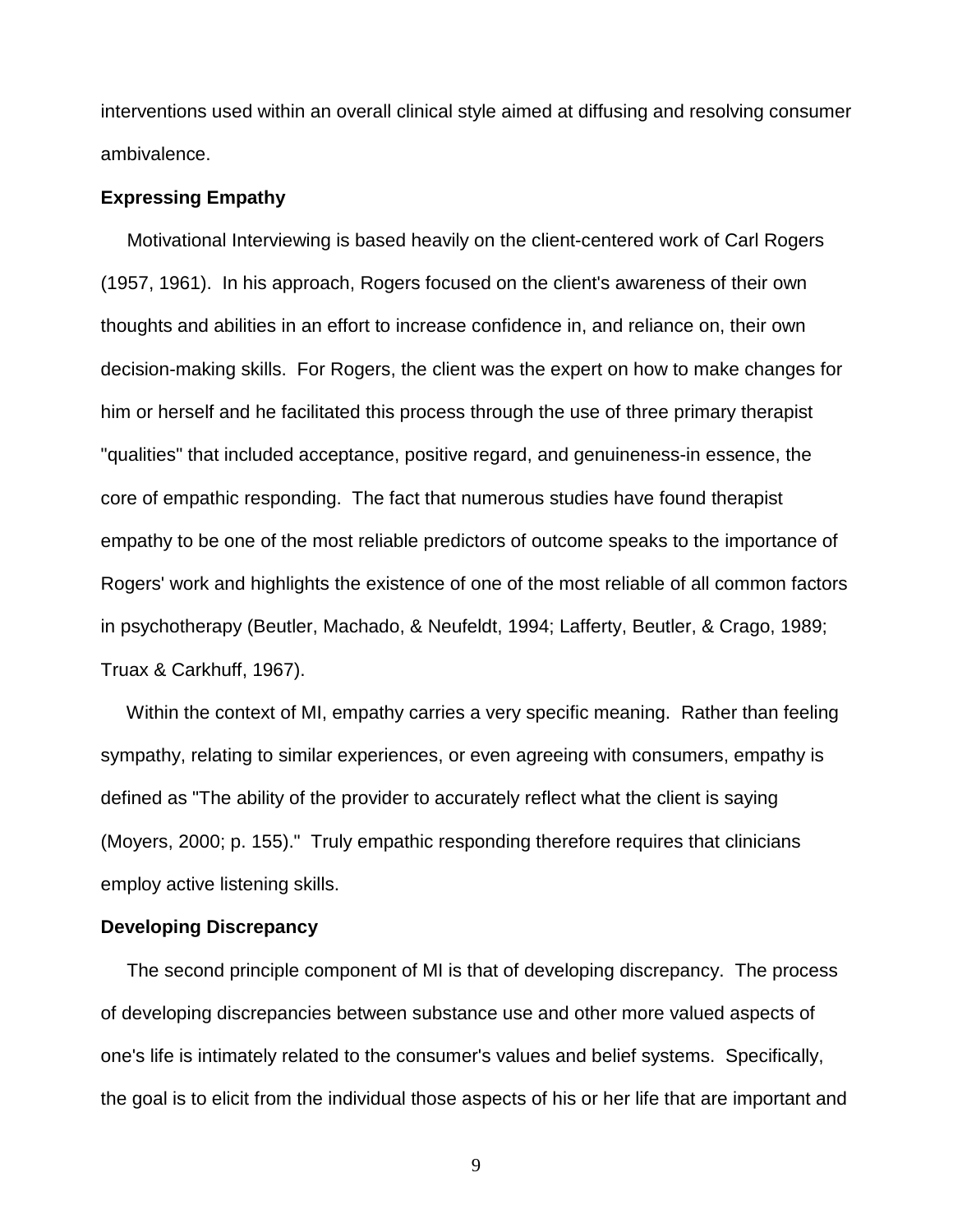interventions used within an overall clinical style aimed at diffusing and resolving consumer ambivalence.

### Expressing Empathy

Motivational Interviewing is based heavily on the client-centered work of Carl Rogers (1957, 1961). In his approach, Rogers focused on the client's awareness of their own thoughts and abilities in an effort to increase confidence in, and reliance on, their own decision-making skills. For Rogers, the client was the expert on how to make changes for him or herself and he facilitated this process through the use of three primary therapist "qualities" that included acceptance, positive regard, and genuineness-in essence, the core of empathic responding. The fact that numerous studies have found therapist empathy to be one of the most reliable predictors of outcome speaks to the importance of Rogers' work and highlights the existence of one of the most reliable of all common factors in psychotherapy (Beutler, Machado, & Neufeldt, 1994; Lafferty, Beutler, & Crago, 1989; Truax & Carkhuff, 1967).

Within the context of MI, empathy carries a very specific meaning. Rather than feeling sympathy, relating to similar experiences, or even agreeing with consumers, empathy is defined as "The ability of the provider to accurately reflect what the client is saying (Moyers, 2000; p. 155)." Truly empathic responding therefore requires that clinicians employ active listening skills.

### Developing Discrepancy

The second principle component of MI is that of developing discrepancy. The process of developing discrepancies between substance use and other more valued aspects of one's life is intimately related to the consumer's values and belief systems. Specifically, the goal is to elicit from the individual those aspects of his or her life that are important and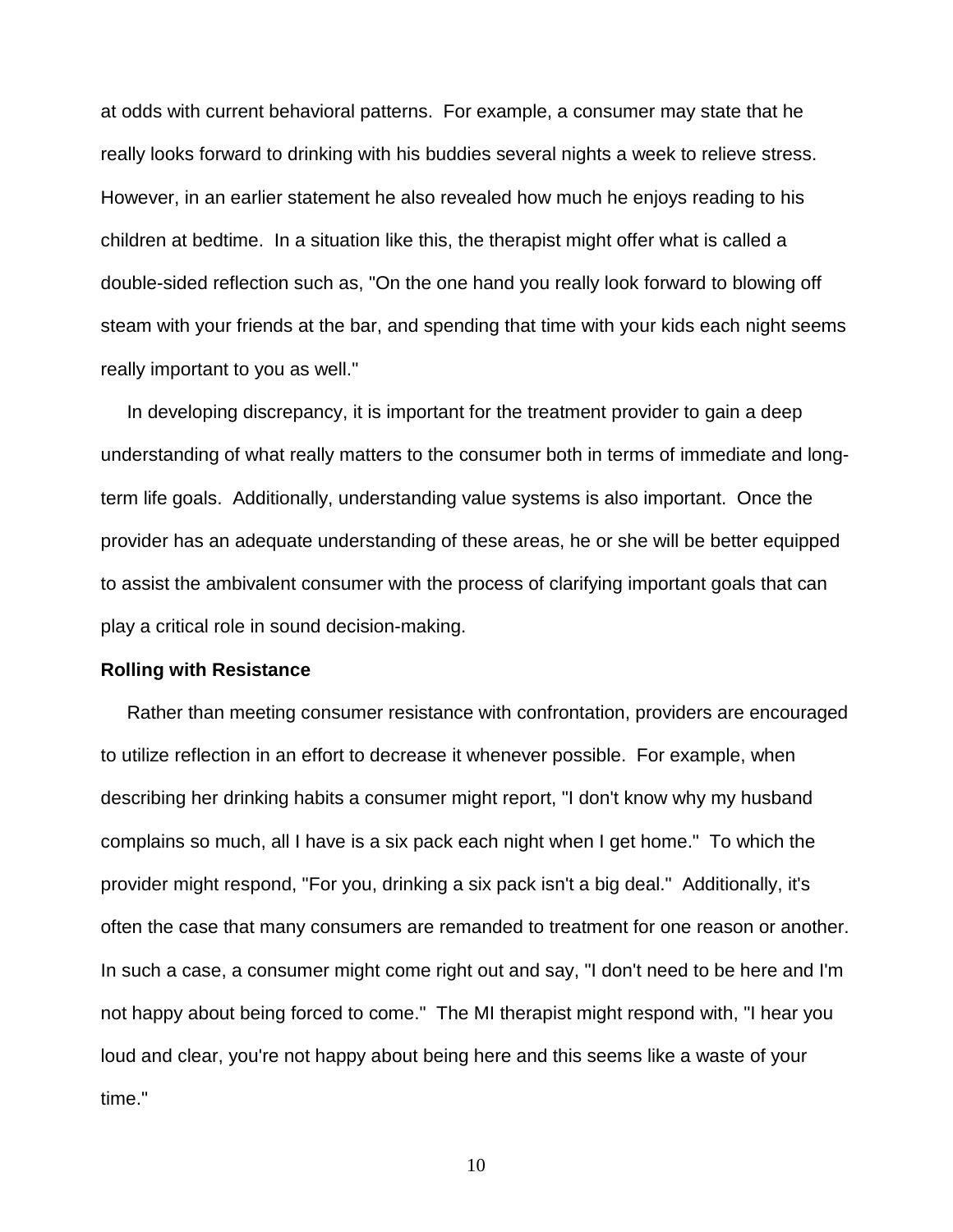at odds with current behavioral patterns. For example, a consumer may state that he really looks forward to drinking with his buddies several nights a week to relieve stress. However, in an earlier statement he also revealed how much he enjoys reading to his children at bedtime. In a situation like this, the therapist might offer what is called a double-sided reflection such as, "On the one hand you really look forward to blowing off steam with your friends at the bar, and spending that time with your kids each night seems really important to you as well."

In developing discrepancy, it is important for the treatment provider to gain a deep understanding of what really matters to the consumer both in terms of immediate and long-term life goals. Additionally, understanding value systems is also important. Once the provider has an adequate understanding of these areas, he or she will be better equipped to assist the ambivalent consumer with the process of clarifying important goals that can play a critical role in sound decision-making.

**Rolling with Resistance**

Rather than meeting consumer resistance with confrontation, providers are encouraged to utilize reflection in an effort to decrease it whenever possible. For example, when describing her drinking habits a consumer might report, "I don't know why my husband complains so much, all I have is a six pack each night when I get home." To which the provider might respond, "For you, drinking a six pack isn't a big deal." Additionally, it's often the case that many consumers are remanded to treatment for one reason or another. In such a case, a consumer might come right out and say, "I don't need to be here and I'm not happy about being forced to come." The MI therapist might respond with, "I hear you loud and clear, you're not happy about being here and this seems like a waste of your time."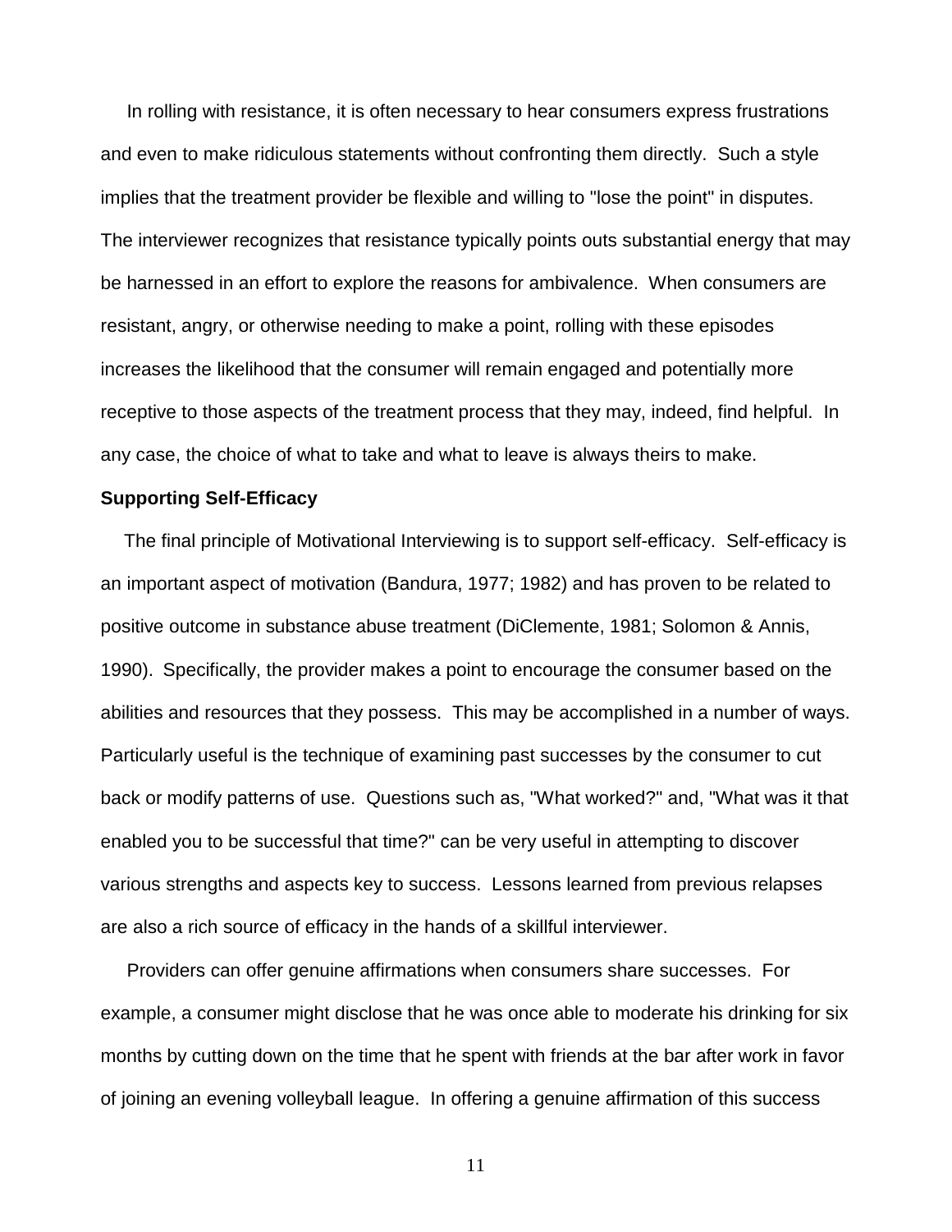In rolling with resistance, it is often necessary to hear consumers express frustrations and even to make ridiculous statements without confronting them directly. Such a style implies that the treatment provider be flexible and willing to "lose the point" in disputes. The interviewer recognizes that resistance typically points outs substantial energy that may be harnessed in an effort to explore the reasons for ambivalence. When consumers are resistant, angry, or otherwise needing to make a point, rolling with these episodes increases the likelihood that the consumer will remain engaged and potentially more receptive to those aspects of the treatment process that they may, indeed, find helpful. In any case, the choice of what to take and what to leave is always theirs to make.

**Supporting Self-Efficacy**

The final principle of Motivational Interviewing is to support self-efficacy. Self-efficacy is an important aspect of motivation (Bandura, 1977; 1982) and has proven to be related to positive outcome in substance abuse treatment (DiClemente, 1981; Solomon & Annis, 1990). Specifically, the provider makes a point to encourage the consumer based on the abilities and resources that they possess. This may be accomplished in a number of ways. Particularly useful is the technique of examining past successes by the consumer to cut back or modify patterns of use. Questions such as, "What worked?" and, "What was it that enabled you to be successful that time?" can be very useful in attempting to discover various strengths and aspects key to success. Lessons learned from previous relapses are also a rich source of efficacy in the hands of a skillful interviewer.

Providers can offer genuine affirmations when consumers share successes. For example, a consumer might disclose that he was once able to moderate his drinking for six months by cutting down on the time that he spent with friends at the bar after work in favor of joining an evening volleyball league. In offering a genuine affirmation of this success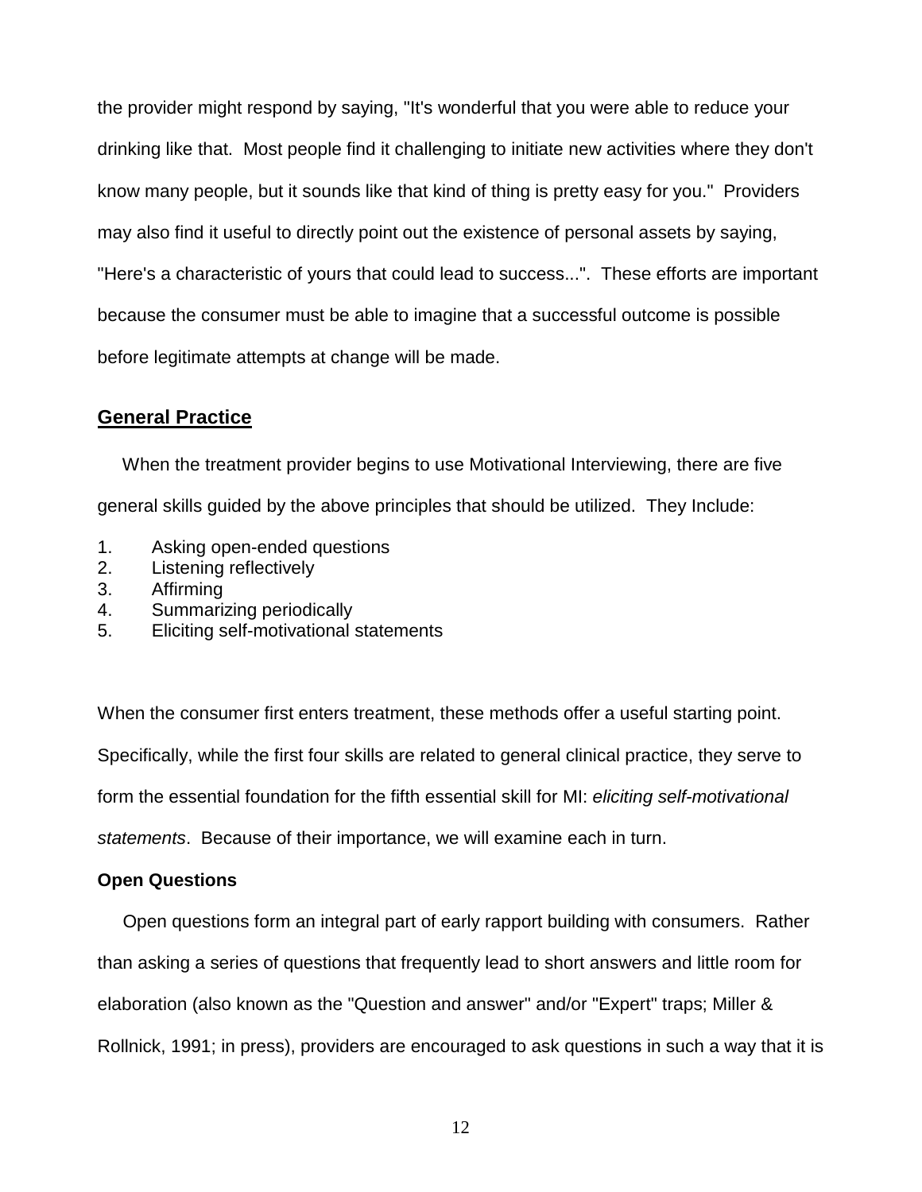the provider might respond by saying, "It's wonderful that you were able to reduce your drinking like that. Most people find it challenging to initiate new activities where they don't know many people, but it sounds like that kind of thing is pretty easy for you." Providers may also find it useful to directly point out the existence of personal assets by saying, "Here's a characteristic of yours that could lead to success...". These efforts are important because the consumer must be able to imagine that a successful outcome is possible before legitimate attempts at change will be made.

## General Practice

When the treatment provider begins to use Motivational Interviewing, there are five general skills guided by the above principles that should be utilized. They Include:

1. Asking open-ended questions
2. Listening reflectively
3. Affirming
4. Summarizing periodically
5. Eliciting self-motivational statements

When the consumer first enters treatment, these methods offer a useful starting point. Specifically, while the first four skills are related to general clinical practice, they serve to form the essential foundation for the fifth essential skill for MI: *eliciting self-motivational statements*. Because of their importance, we will examine each in turn.

### Open Questions

Open questions form an integral part of early rapport building with consumers. Rather than asking a series of questions that frequently lead to short answers and little room for elaboration (also known as the "Question and answer" and/or "Expert" traps; Miller & Rollnick, 1991; in press), providers are encouraged to ask questions in such a way that it is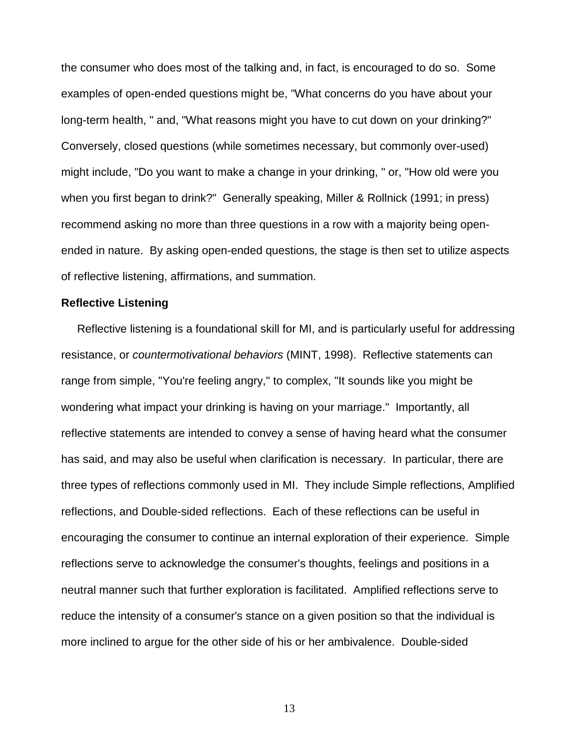the consumer who does most of the talking and, in fact, is encouraged to do so. Some examples of open-ended questions might be, "What concerns do you have about your long-term health, " and, "What reasons might you have to cut down on your drinking?" Conversely, closed questions (while sometimes necessary, but commonly over-used) might include, "Do you want to make a change in your drinking, " or, "How old were you when you first began to drink?" Generally speaking, Miller & Rollnick (1991; in press) recommend asking no more than three questions in a row with a majority being open-ended in nature. By asking open-ended questions, the stage is then set to utilize aspects of reflective listening, affirmations, and summation.

**Reflective Listening**

Reflective listening is a foundational skill for MI, and is particularly useful for addressing resistance, or *countermotivational behaviors* (MINT, 1998). Reflective statements can range from simple, "You're feeling angry," to complex, "It sounds like you might be wondering what impact your drinking is having on your marriage." Importantly, all reflective statements are intended to convey a sense of having heard what the consumer has said, and may also be useful when clarification is necessary. In particular, there are three types of reflections commonly used in MI. They include Simple reflections, Amplified reflections, and Double-sided reflections. Each of these reflections can be useful in encouraging the consumer to continue an internal exploration of their experience. Simple reflections serve to acknowledge the consumer's thoughts, feelings and positions in a neutral manner such that further exploration is facilitated. Amplified reflections serve to reduce the intensity of a consumer's stance on a given position so that the individual is more inclined to argue for the other side of his or her ambivalence. Double-sided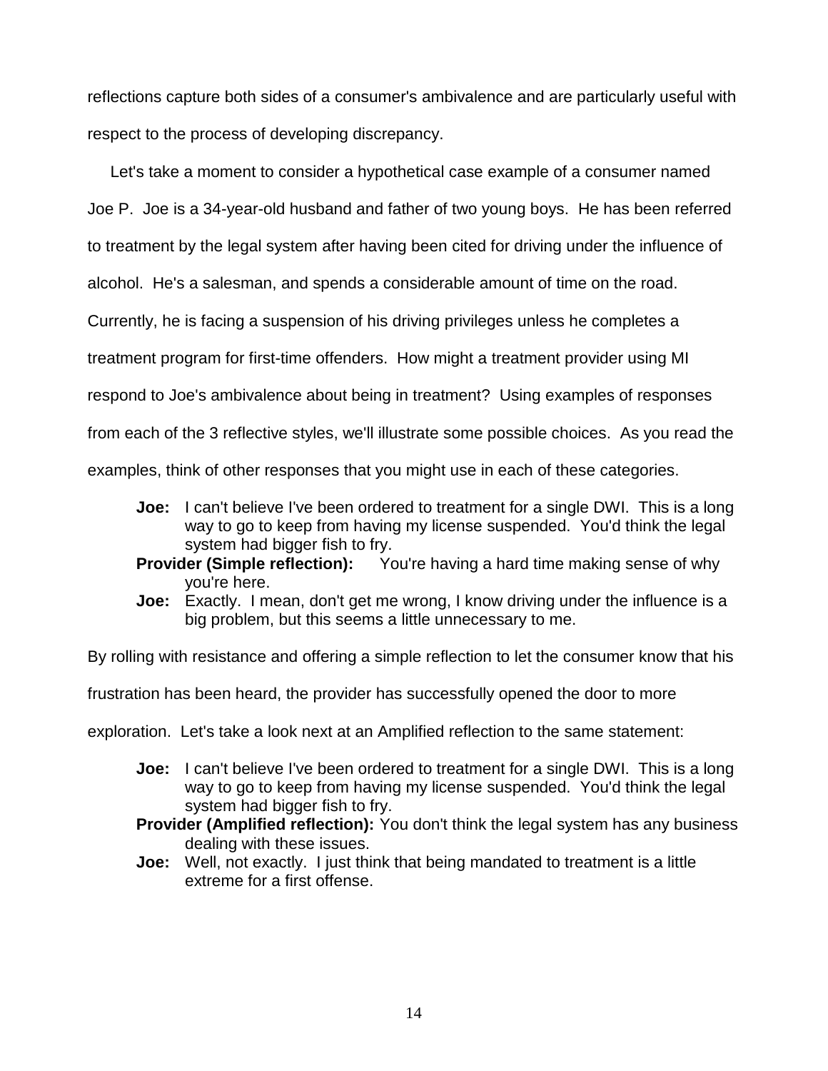reflections capture both sides of a consumer's ambivalence and are particularly useful with respect to the process of developing discrepancy.

Let's take a moment to consider a hypothetical case example of a consumer named Joe P. Joe is a 34-year-old husband and father of two young boys. He has been referred to treatment by the legal system after having been cited for driving under the influence of alcohol. He's a salesman, and spends a considerable amount of time on the road. Currently, he is facing a suspension of his driving privileges unless he completes a treatment program for first-time offenders. How might a treatment provider using MI respond to Joe's ambivalence about being in treatment? Using examples of responses from each of the 3 reflective styles, we'll illustrate some possible choices. As you read the examples, think of other responses that you might use in each of these categories.

> **Joe:** I can't believe I've been ordered to treatment for a single DWI. This is a long way to go to keep from having my license suspended. You'd think the legal system had bigger fish to fry.
>
> **Provider (Simple reflection):** You're having a hard time making sense of why you're here.
>
> **Joe:** Exactly. I mean, don't get me wrong, I know driving under the influence is a big problem, but this seems a little unnecessary to me.

By rolling with resistance and offering a simple reflection to let the consumer know that his frustration has been heard, the provider has successfully opened the door to more exploration. Let's take a look next at an Amplified reflection to the same statement:

> **Joe:** I can't believe I've been ordered to treatment for a single DWI. This is a long way to go to keep from having my license suspended. You'd think the legal system had bigger fish to fry.
>
> **Provider (Amplified reflection):** You don't think the legal system has any business dealing with these issues.
>
> **Joe:** Well, not exactly. I just think that being mandated to treatment is a little extreme for a first offense.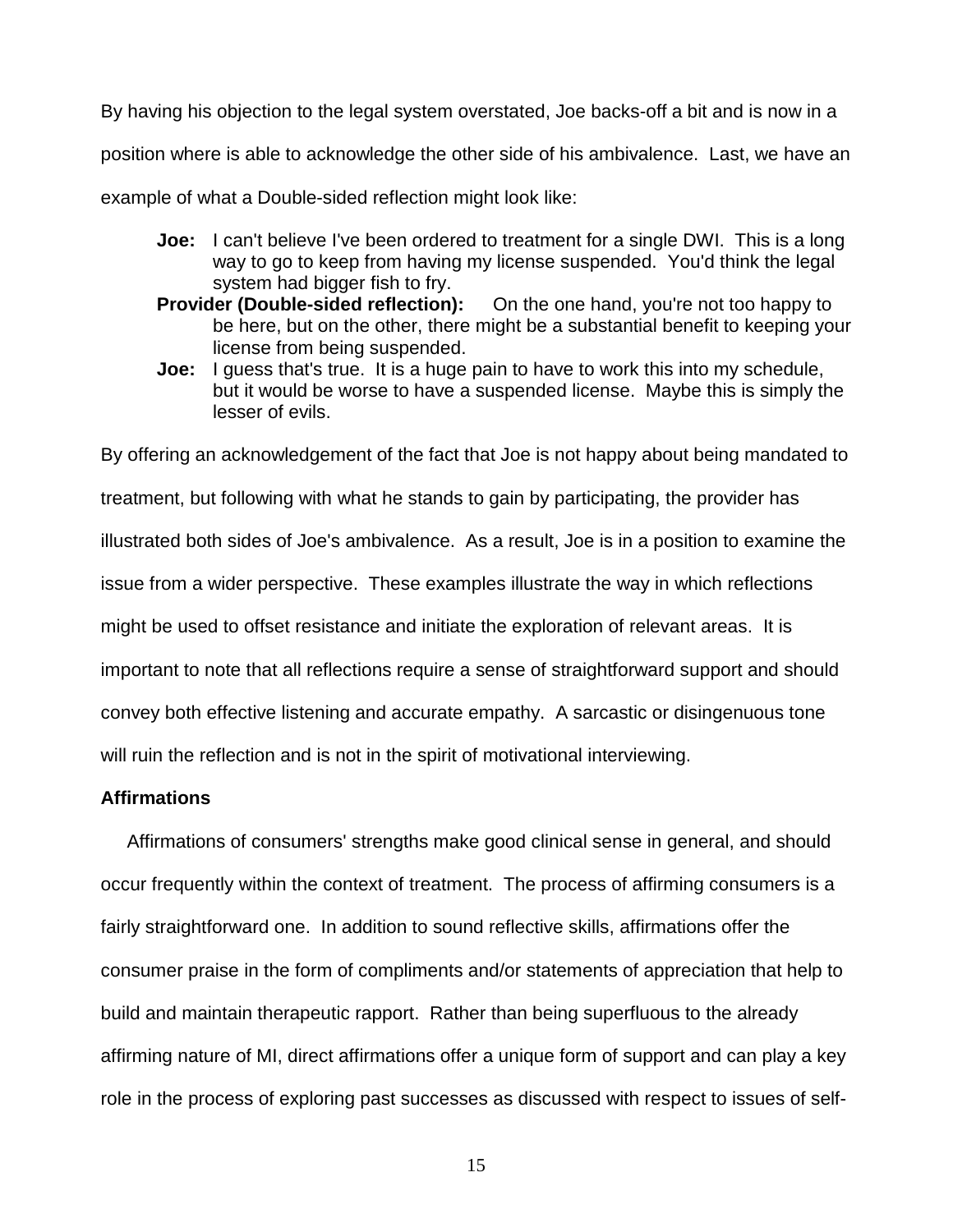By having his objection to the legal system overstated, Joe backs-off a bit and is now in a position where is able to acknowledge the other side of his ambivalence. Last, we have an example of what a Double-sided reflection might look like:

**Joe:** I can't believe I've been ordered to treatment for a single DWI. This is a long way to go to keep from having my license suspended. You'd think the legal system had bigger fish to fry.

**Provider (Double-sided reflection):** On the one hand, you're not too happy to be here, but on the other, there might be a substantial benefit to keeping your license from being suspended.

**Joe:** I guess that's true. It is a huge pain to have to work this into my schedule, but it would be worse to have a suspended license. Maybe this is simply the lesser of evils.

By offering an acknowledgement of the fact that Joe is not happy about being mandated to treatment, but following with what he stands to gain by participating, the provider has illustrated both sides of Joe's ambivalence. As a result, Joe is in a position to examine the issue from a wider perspective. These examples illustrate the way in which reflections might be used to offset resistance and initiate the exploration of relevant areas. It is important to note that all reflections require a sense of straightforward support and should convey both effective listening and accurate empathy. A sarcastic or disingenuous tone will ruin the reflection and is not in the spirit of motivational interviewing.

### Affirmations

Affirmations of consumers' strengths make good clinical sense in general, and should occur frequently within the context of treatment. The process of affirming consumers is a fairly straightforward one. In addition to sound reflective skills, affirmations offer the consumer praise in the form of compliments and/or statements of appreciation that help to build and maintain therapeutic rapport. Rather than being superfluous to the already affirming nature of MI, direct affirmations offer a unique form of support and can play a key role in the process of exploring past successes as discussed with respect to issues of self-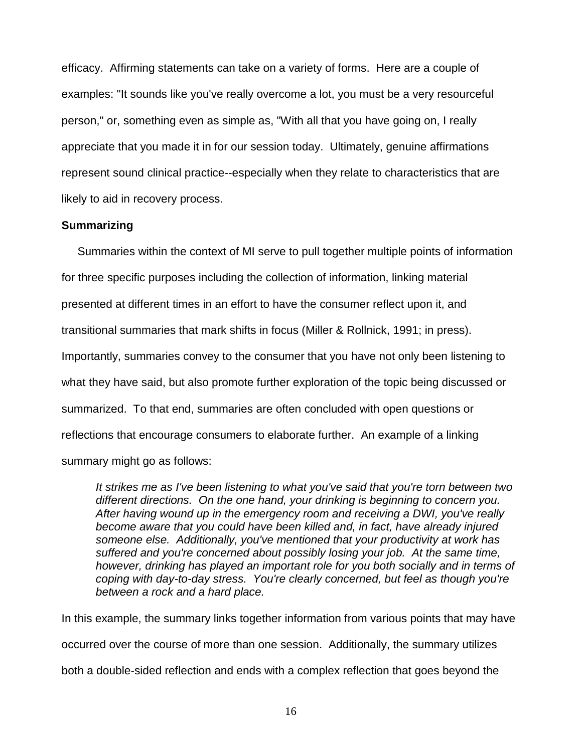efficacy. Affirming statements can take on a variety of forms. Here are a couple of examples: "It sounds like you've really overcome a lot, you must be a very resourceful person," or, something even as simple as, "With all that you have going on, I really appreciate that you made it in for our session today. Ultimately, genuine affirmations represent sound clinical practice--especially when they relate to characteristics that are likely to aid in recovery process.

**Summarizing**

Summaries within the context of MI serve to pull together multiple points of information for three specific purposes including the collection of information, linking material presented at different times in an effort to have the consumer reflect upon it, and transitional summaries that mark shifts in focus (Miller & Rollnick, 1991; in press). Importantly, summaries convey to the consumer that you have not only been listening to what they have said, but also promote further exploration of the topic being discussed or summarized. To that end, summaries are often concluded with open questions or reflections that encourage consumers to elaborate further. An example of a linking summary might go as follows:

> *It strikes me as I've been listening to what you've said that you're torn between two different directions. On the one hand, your drinking is beginning to concern you. After having wound up in the emergency room and receiving a DWI, you've really become aware that you could have been killed and, in fact, have already injured someone else. Additionally, you've mentioned that your productivity at work has suffered and you're concerned about possibly losing your job. At the same time, however, drinking has played an important role for you both socially and in terms of coping with day-to-day stress. You're clearly concerned, but feel as though you're between a rock and a hard place.*

In this example, the summary links together information from various points that may have occurred over the course of more than one session. Additionally, the summary utilizes both a double-sided reflection and ends with a complex reflection that goes beyond the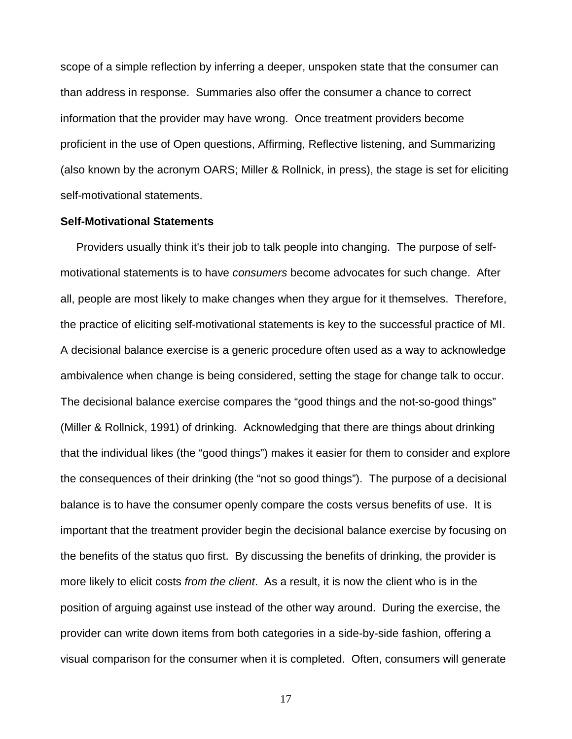scope of a simple reflection by inferring a deeper, unspoken state that the consumer can than address in response. Summaries also offer the consumer a chance to correct information that the provider may have wrong. Once treatment providers become proficient in the use of Open questions, Affirming, Reflective listening, and Summarizing (also known by the acronym OARS; Miller & Rollnick, in press), the stage is set for eliciting self-motivational statements.

### Self-Motivational Statements

Providers usually think it's their job to talk people into changing. The purpose of self-motivational statements is to have *consumers* become advocates for such change. After all, people are most likely to make changes when they argue for it themselves. Therefore, the practice of eliciting self-motivational statements is key to the successful practice of MI. A decisional balance exercise is a generic procedure often used as a way to acknowledge ambivalence when change is being considered, setting the stage for change talk to occur. The decisional balance exercise compares the "good things and the not-so-good things" (Miller & Rollnick, 1991) of drinking. Acknowledging that there are things about drinking that the individual likes (the "good things") makes it easier for them to consider and explore the consequences of their drinking (the "not so good things"). The purpose of a decisional balance is to have the consumer openly compare the costs versus benefits of use. It is important that the treatment provider begin the decisional balance exercise by focusing on the benefits of the status quo first. By discussing the benefits of drinking, the provider is more likely to elicit costs *from the client*. As a result, it is now the client who is in the position of arguing against use instead of the other way around. During the exercise, the provider can write down items from both categories in a side-by-side fashion, offering a visual comparison for the consumer when it is completed. Often, consumers will generate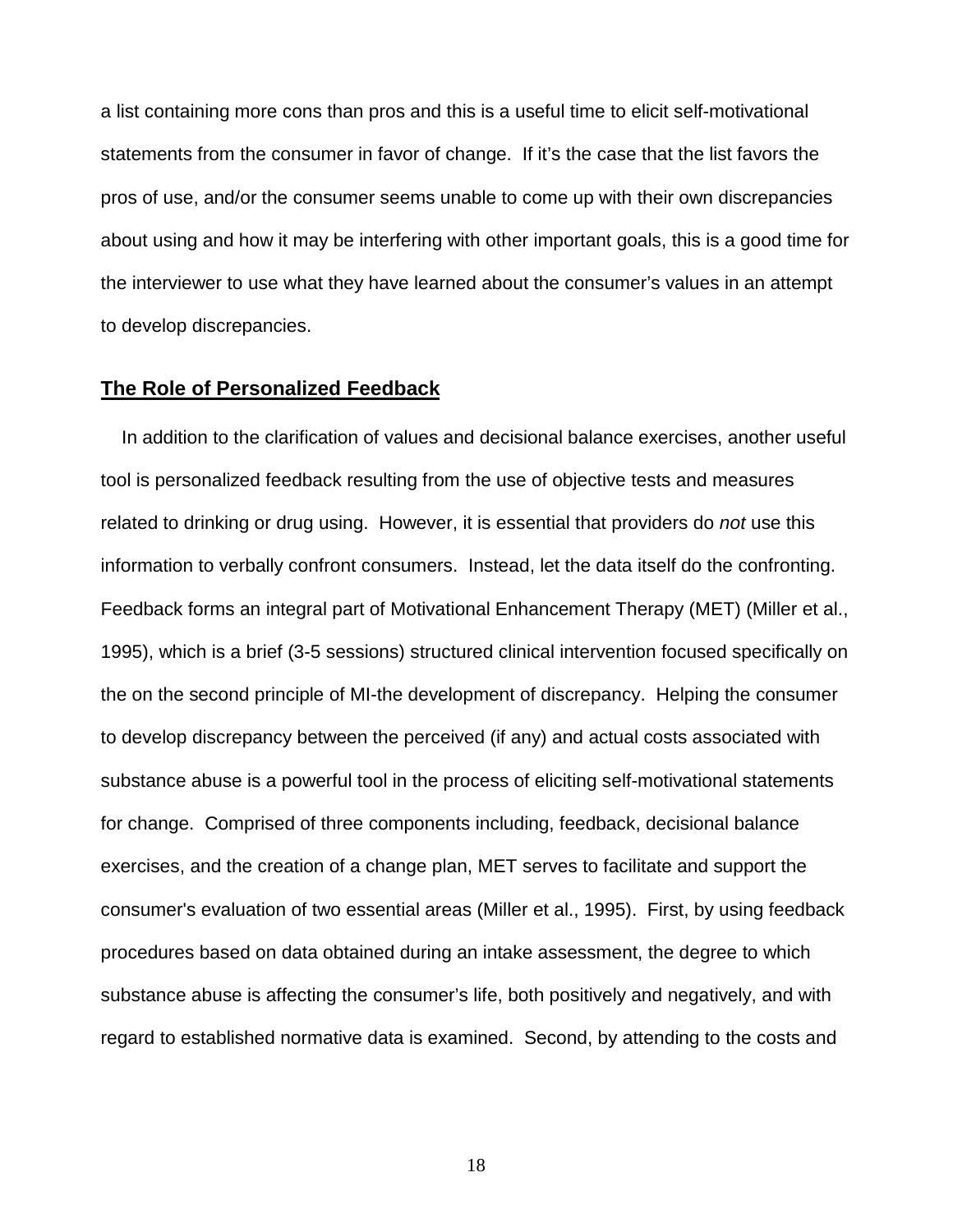a list containing more cons than pros and this is a useful time to elicit self-motivational statements from the consumer in favor of change. If it's the case that the list favors the pros of use, and/or the consumer seems unable to come up with their own discrepancies about using and how it may be interfering with other important goals, this is a good time for the interviewer to use what they have learned about the consumer's values in an attempt to develop discrepancies.

## **The Role of Personalized Feedback**

In addition to the clarification of values and decisional balance exercises, another useful tool is personalized feedback resulting from the use of objective tests and measures related to drinking or drug using. However, it is essential that providers do *not* use this information to verbally confront consumers. Instead, let the data itself do the confronting. Feedback forms an integral part of Motivational Enhancement Therapy (MET) (Miller et al., 1995), which is a brief (3-5 sessions) structured clinical intervention focused specifically on the on the second principle of MI-the development of discrepancy. Helping the consumer to develop discrepancy between the perceived (if any) and actual costs associated with substance abuse is a powerful tool in the process of eliciting self-motivational statements for change. Comprised of three components including, feedback, decisional balance exercises, and the creation of a change plan, MET serves to facilitate and support the consumer's evaluation of two essential areas (Miller et al., 1995). First, by using feedback procedures based on data obtained during an intake assessment, the degree to which substance abuse is affecting the consumer's life, both positively and negatively, and with regard to established normative data is examined. Second, by attending to the costs and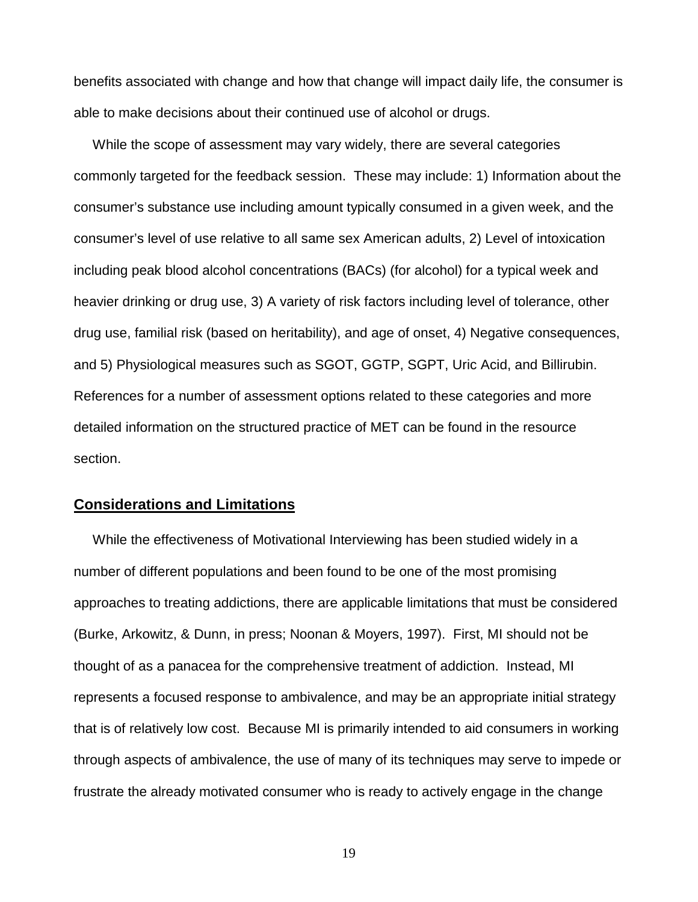benefits associated with change and how that change will impact daily life, the consumer is able to make decisions about their continued use of alcohol or drugs.

While the scope of assessment may vary widely, there are several categories commonly targeted for the feedback session. These may include: 1) Information about the consumer's substance use including amount typically consumed in a given week, and the consumer's level of use relative to all same sex American adults, 2) Level of intoxication including peak blood alcohol concentrations (BACs) (for alcohol) for a typical week and heavier drinking or drug use, 3) A variety of risk factors including level of tolerance, other drug use, familial risk (based on heritability), and age of onset, 4) Negative consequences, and 5) Physiological measures such as SGOT, GGTP, SGPT, Uric Acid, and Billirubin. References for a number of assessment options related to these categories and more detailed information on the structured practice of MET can be found in the resource section.

## Considerations and Limitations

While the effectiveness of Motivational Interviewing has been studied widely in a number of different populations and been found to be one of the most promising approaches to treating addictions, there are applicable limitations that must be considered (Burke, Arkowitz, & Dunn, in press; Noonan & Moyers, 1997). First, MI should not be thought of as a panacea for the comprehensive treatment of addiction. Instead, MI represents a focused response to ambivalence, and may be an appropriate initial strategy that is of relatively low cost. Because MI is primarily intended to aid consumers in working through aspects of ambivalence, the use of many of its techniques may serve to impede or frustrate the already motivated consumer who is ready to actively engage in the change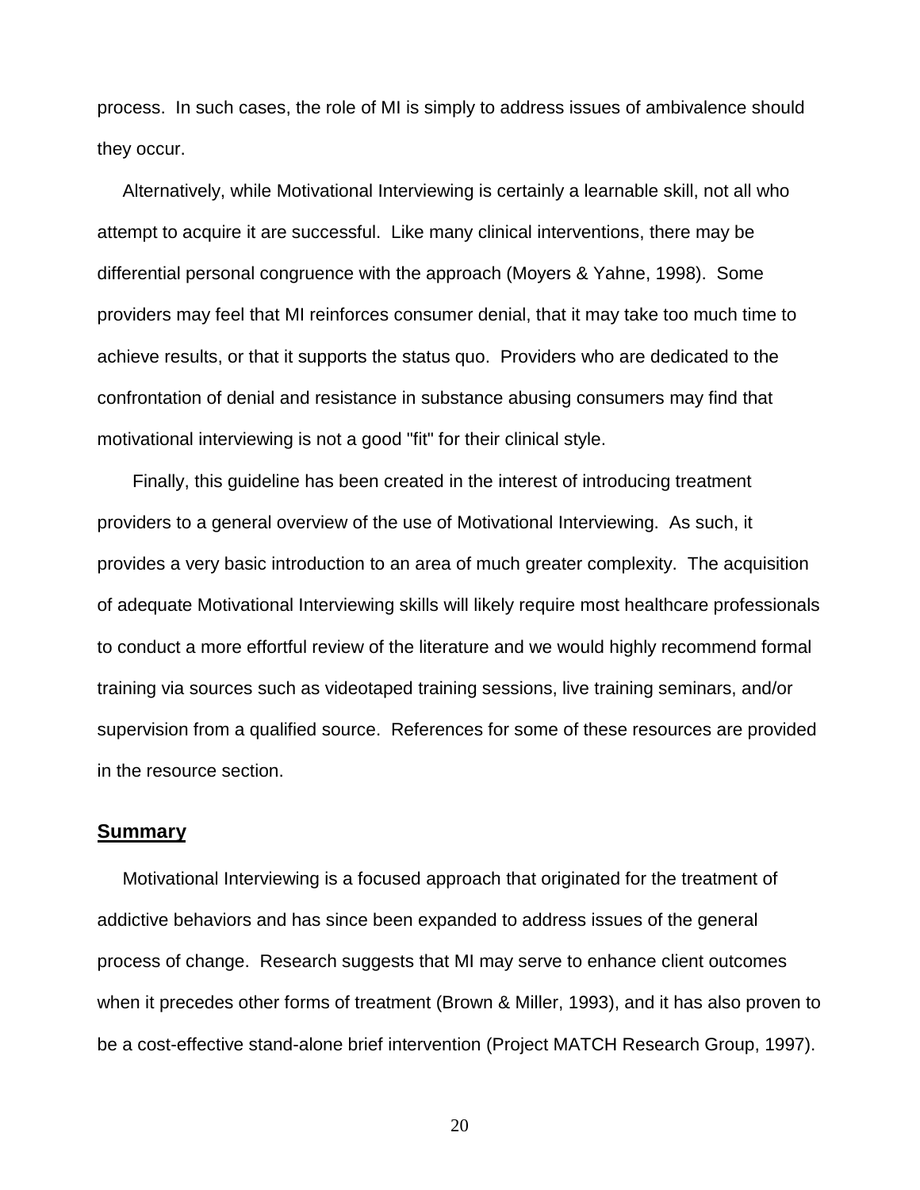process.  In such cases, the role of MI is simply to address issues of ambivalence should they occur.

Alternatively, while Motivational Interviewing is certainly a learnable skill, not all who attempt to acquire it are successful.  Like many clinical interventions, there may be differential personal congruence with the approach (Moyers & Yahne, 1998).  Some providers may feel that MI reinforces consumer denial, that it may take too much time to achieve results, or that it supports the status quo.  Providers who are dedicated to the confrontation of denial and resistance in substance abusing consumers may find that motivational interviewing is not a good "fit" for their clinical style.

Finally, this guideline has been created in the interest of introducing treatment providers to a general overview of the use of Motivational Interviewing.  As such, it provides a very basic introduction to an area of much greater complexity.  The acquisition of adequate Motivational Interviewing skills will likely require most healthcare professionals to conduct a more effortful review of the literature and we would highly recommend formal training via sources such as videotaped training sessions, live training seminars, and/or supervision from a qualified source.  References for some of these resources are provided in the resource section.

## Summary

Motivational Interviewing is a focused approach that originated for the treatment of addictive behaviors and has since been expanded to address issues of the general process of change.  Research suggests that MI may serve to enhance client outcomes when it precedes other forms of treatment (Brown & Miller, 1993), and it has also proven to be a cost-effective stand-alone brief intervention (Project MATCH Research Group, 1997).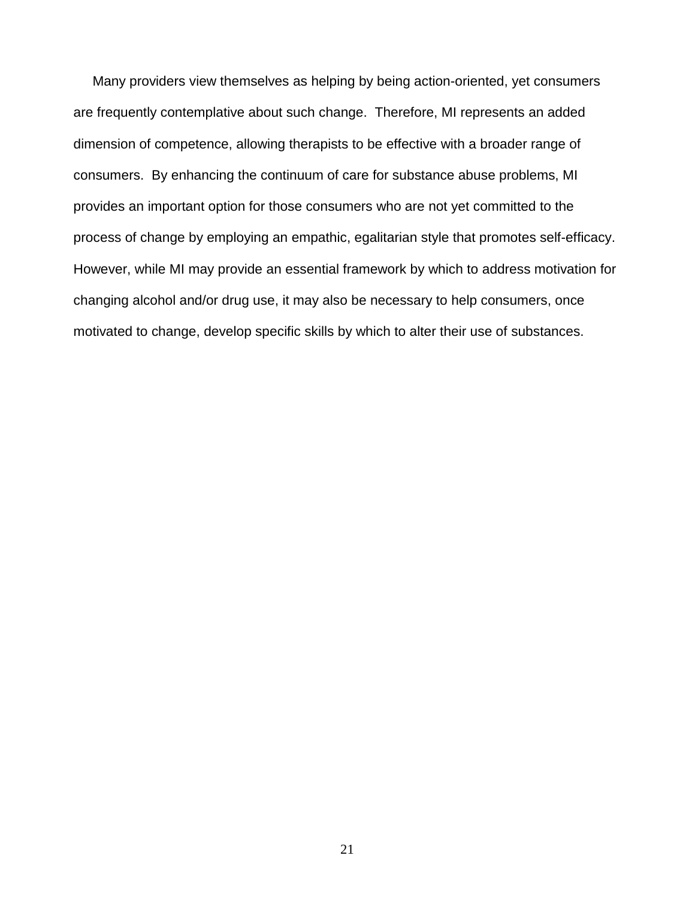Many providers view themselves as helping by being action-oriented, yet consumers are frequently contemplative about such change. Therefore, MI represents an added dimension of competence, allowing therapists to be effective with a broader range of consumers. By enhancing the continuum of care for substance abuse problems, MI provides an important option for those consumers who are not yet committed to the process of change by employing an empathic, egalitarian style that promotes self-efficacy. However, while MI may provide an essential framework by which to address motivation for changing alcohol and/or drug use, it may also be necessary to help consumers, once motivated to change, develop specific skills by which to alter their use of substances.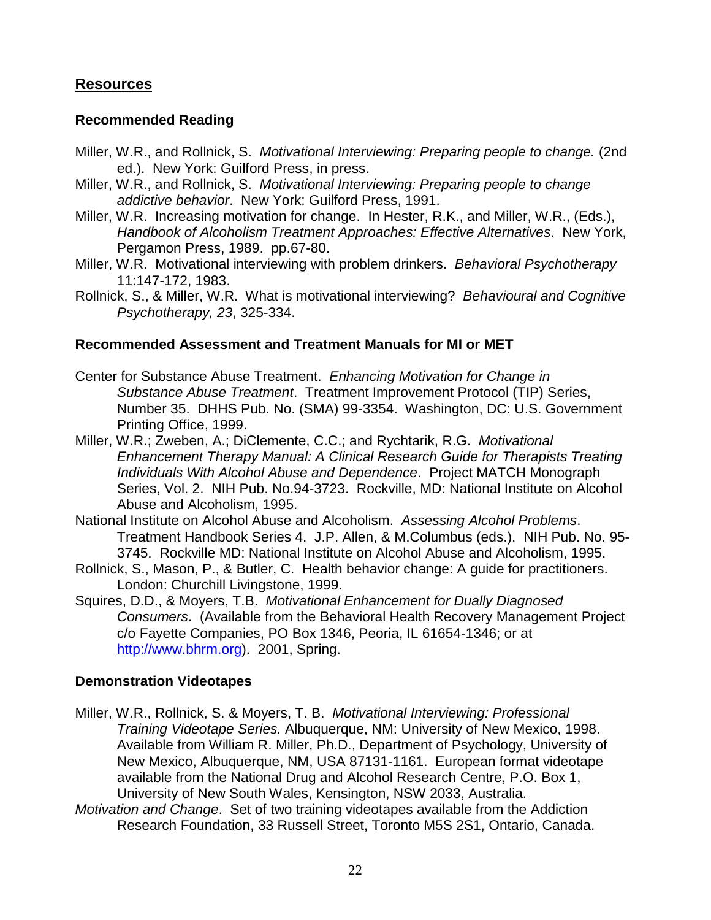## Resources

### Recommended Reading

Miller, W.R., and Rollnick, S. *Motivational Interviewing: Preparing people to change.* (2nd ed.). New York: Guilford Press, in press.

Miller, W.R., and Rollnick, S. *Motivational Interviewing: Preparing people to change addictive behavior*. New York: Guilford Press, 1991.

Miller, W.R. Increasing motivation for change. In Hester, R.K., and Miller, W.R., (Eds.), *Handbook of Alcoholism Treatment Approaches: Effective Alternatives*. New York, Pergamon Press, 1989. pp.67-80.

Miller, W.R. Motivational interviewing with problem drinkers. *Behavioral Psychotherapy* 11:147-172, 1983.

Rollnick, S., & Miller, W.R. What is motivational interviewing? *Behavioural and Cognitive Psychotherapy, 23*, 325-334.

### Recommended Assessment and Treatment Manuals for MI or MET

Center for Substance Abuse Treatment. *Enhancing Motivation for Change in Substance Abuse Treatment*. Treatment Improvement Protocol (TIP) Series, Number 35. DHHS Pub. No. (SMA) 99-3354. Washington, DC: U.S. Government Printing Office, 1999.

Miller, W.R.; Zweben, A.; DiClemente, C.C.; and Rychtarik, R.G. *Motivational Enhancement Therapy Manual: A Clinical Research Guide for Therapists Treating Individuals With Alcohol Abuse and Dependence*. Project MATCH Monograph Series, Vol. 2. NIH Pub. No.94-3723. Rockville, MD: National Institute on Alcohol Abuse and Alcoholism, 1995.

National Institute on Alcohol Abuse and Alcoholism. *Assessing Alcohol Problems*. Treatment Handbook Series 4. J.P. Allen, & M.Columbus (eds.). NIH Pub. No. 95-3745. Rockville MD: National Institute on Alcohol Abuse and Alcoholism, 1995.

Rollnick, S., Mason, P., & Butler, C. Health behavior change: A guide for practitioners. London: Churchill Livingstone, 1999.

Squires, D.D., & Moyers, T.B. *Motivational Enhancement for Dually Diagnosed Consumers*. (Available from the Behavioral Health Recovery Management Project c/o Fayette Companies, PO Box 1346, Peoria, IL 61654-1346; or at [http://www.bhrm.org](http://www.bhrm.org)). 2001, Spring.

### Demonstration Videotapes

Miller, W.R., Rollnick, S. & Moyers, T. B. *Motivational Interviewing: Professional Training Videotape Series.* Albuquerque, NM: University of New Mexico, 1998. Available from William R. Miller, Ph.D., Department of Psychology, University of New Mexico, Albuquerque, NM, USA 87131-1161. European format videotape available from the National Drug and Alcohol Research Centre, P.O. Box 1, University of New South Wales, Kensington, NSW 2033, Australia.

*Motivation and Change*. Set of two training videotapes available from the Addiction Research Foundation, 33 Russell Street, Toronto M5S 2S1, Ontario, Canada.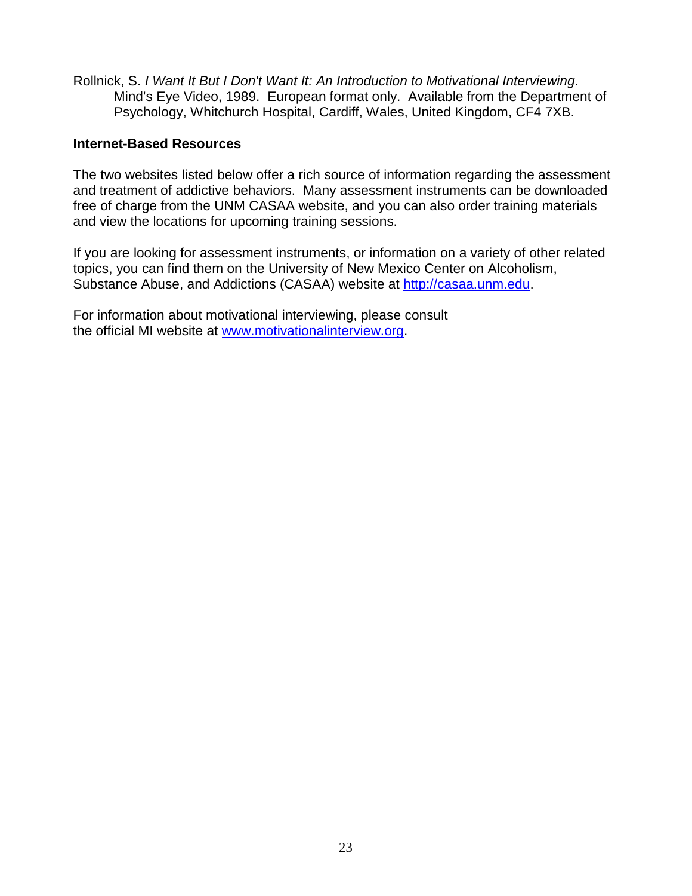Rollnick, S. *I Want It But I Don't Want It: An Introduction to Motivational Interviewing*. Mind's Eye Video, 1989. European format only. Available from the Department of Psychology, Whitchurch Hospital, Cardiff, Wales, United Kingdom, CF4 7XB.

**Internet-Based Resources**

The two websites listed below offer a rich source of information regarding the assessment and treatment of addictive behaviors. Many assessment instruments can be downloaded free of charge from the UNM CASAA website, and you can also order training materials and view the locations for upcoming training sessions.

If you are looking for assessment instruments, or information on a variety of other related topics, you can find them on the University of New Mexico Center on Alcoholism, Substance Abuse, and Addictions (CASAA) website at http://casaa.unm.edu.

For information about motivational interviewing, please consult the official MI website at www.motivationalinterview.org.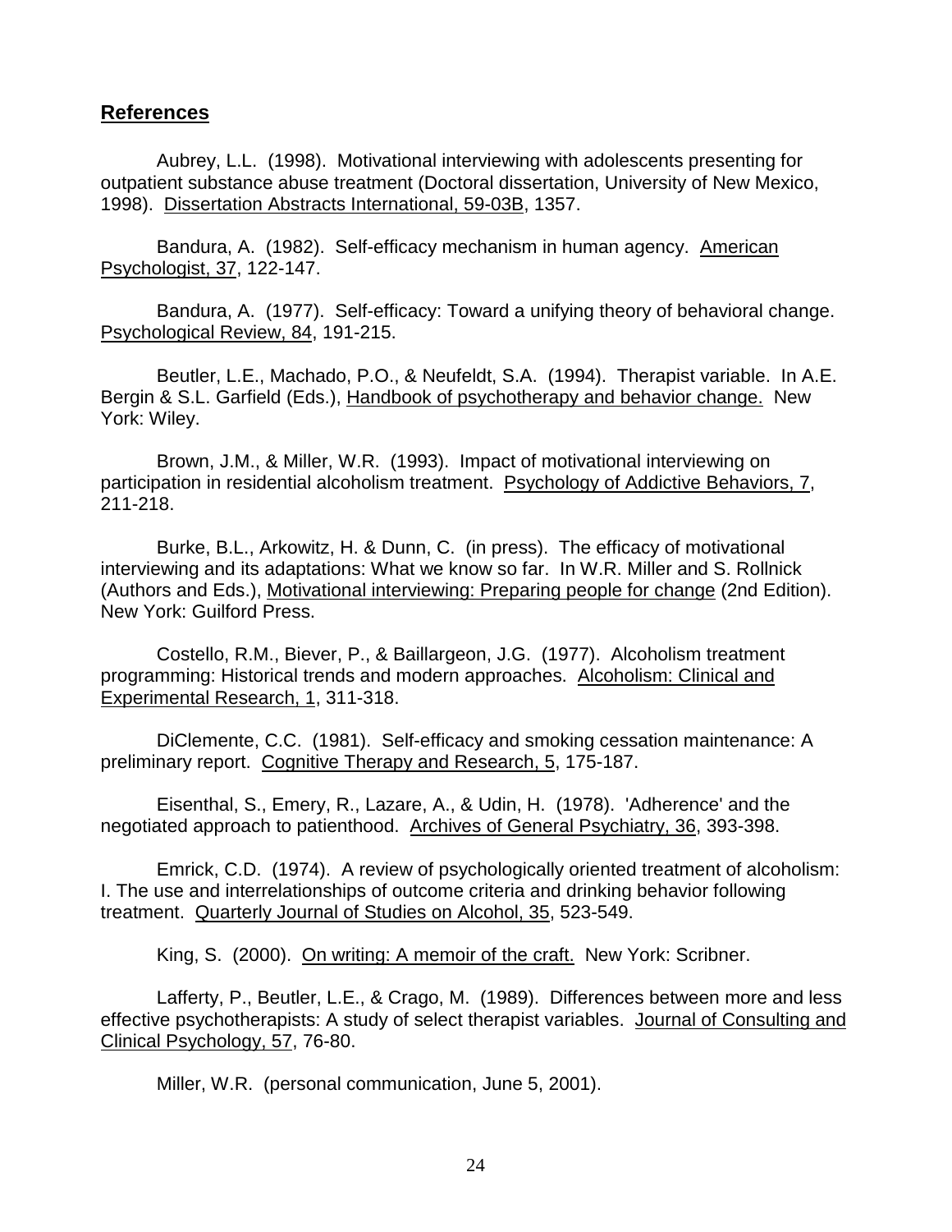## References

Aubrey, L.L. (1998). Motivational interviewing with adolescents presenting for outpatient substance abuse treatment (Doctoral dissertation, University of New Mexico, 1998). Dissertation Abstracts International, 59-03B, 1357.

Bandura, A. (1982). Self-efficacy mechanism in human agency. American Psychologist, 37, 122-147.

Bandura, A. (1977). Self-efficacy: Toward a unifying theory of behavioral change. Psychological Review, 84, 191-215.

Beutler, L.E., Machado, P.O., & Neufeldt, S.A. (1994). Therapist variable. In A.E. Bergin & S.L. Garfield (Eds.), Handbook of psychotherapy and behavior change. New York: Wiley.

Brown, J.M., & Miller, W.R. (1993). Impact of motivational interviewing on participation in residential alcoholism treatment. Psychology of Addictive Behaviors, 7, 211-218.

Burke, B.L., Arkowitz, H. & Dunn, C. (in press). The efficacy of motivational interviewing and its adaptations: What we know so far. In W.R. Miller and S. Rollnick (Authors and Eds.), Motivational interviewing: Preparing people for change (2nd Edition). New York: Guilford Press.

Costello, R.M., Biever, P., & Baillargeon, J.G. (1977). Alcoholism treatment programming: Historical trends and modern approaches. Alcoholism: Clinical and Experimental Research, 1, 311-318.

DiClemente, C.C. (1981). Self-efficacy and smoking cessation maintenance: A preliminary report. Cognitive Therapy and Research, 5, 175-187.

Eisenthal, S., Emery, R., Lazare, A., & Udin, H. (1978). 'Adherence' and the negotiated approach to patienthood. Archives of General Psychiatry, 36, 393-398.

Emrick, C.D. (1974). A review of psychologically oriented treatment of alcoholism: I. The use and interrelationships of outcome criteria and drinking behavior following treatment. Quarterly Journal of Studies on Alcohol, 35, 523-549.

King, S. (2000). On writing: A memoir of the craft. New York: Scribner.

Lafferty, P., Beutler, L.E., & Crago, M. (1989). Differences between more and less effective psychotherapists: A study of select therapist variables. Journal of Consulting and Clinical Psychology, 57, 76-80.

Miller, W.R. (personal communication, June 5, 2001).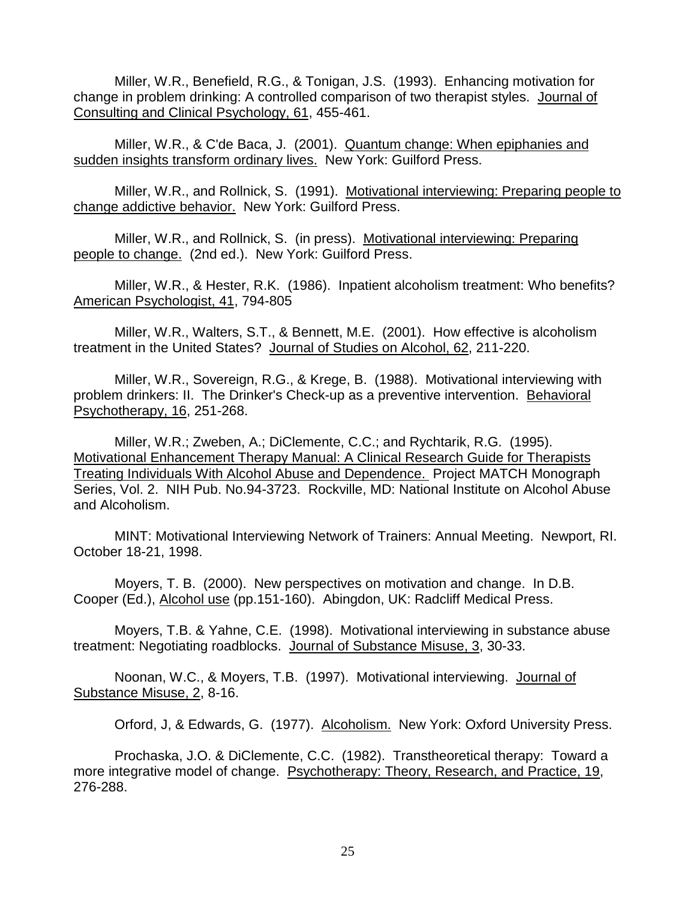Miller, W.R., Benefield, R.G., & Tonigan, J.S. (1993). Enhancing motivation for change in problem drinking: A controlled comparison of two therapist styles. Journal of Consulting and Clinical Psychology, 61, 455-461.

Miller, W.R., & C'de Baca, J. (2001). Quantum change: When epiphanies and sudden insights transform ordinary lives. New York: Guilford Press.

Miller, W.R., and Rollnick, S. (1991). Motivational interviewing: Preparing people to change addictive behavior. New York: Guilford Press.

Miller, W.R., and Rollnick, S. (in press). Motivational interviewing: Preparing people to change. (2nd ed.). New York: Guilford Press.

Miller, W.R., & Hester, R.K. (1986). Inpatient alcoholism treatment: Who benefits? American Psychologist, 41, 794-805

Miller, W.R., Walters, S.T., & Bennett, M.E. (2001). How effective is alcoholism treatment in the United States? Journal of Studies on Alcohol, 62, 211-220.

Miller, W.R., Sovereign, R.G., & Krege, B. (1988). Motivational interviewing with problem drinkers: II. The Drinker's Check-up as a preventive intervention. Behavioral Psychotherapy, 16, 251-268.

Miller, W.R.; Zweben, A.; DiClemente, C.C.; and Rychtarik, R.G. (1995). Motivational Enhancement Therapy Manual: A Clinical Research Guide for Therapists Treating Individuals With Alcohol Abuse and Dependence. Project MATCH Monograph Series, Vol. 2. NIH Pub. No.94-3723. Rockville, MD: National Institute on Alcohol Abuse and Alcoholism.

MINT: Motivational Interviewing Network of Trainers: Annual Meeting. Newport, RI. October 18-21, 1998.

Moyers, T. B. (2000). New perspectives on motivation and change. In D.B. Cooper (Ed.), Alcohol use (pp.151-160). Abingdon, UK: Radcliff Medical Press.

Moyers, T.B. & Yahne, C.E. (1998). Motivational interviewing in substance abuse treatment: Negotiating roadblocks. Journal of Substance Misuse, 3, 30-33.

Noonan, W.C., & Moyers, T.B. (1997). Motivational interviewing. Journal of Substance Misuse, 2, 8-16.

Orford, J, & Edwards, G. (1977). Alcoholism. New York: Oxford University Press.

Prochaska, J.O. & DiClemente, C.C. (1982). Transtheoretical therapy: Toward a more integrative model of change. Psychotherapy: Theory, Research, and Practice, 19, 276-288.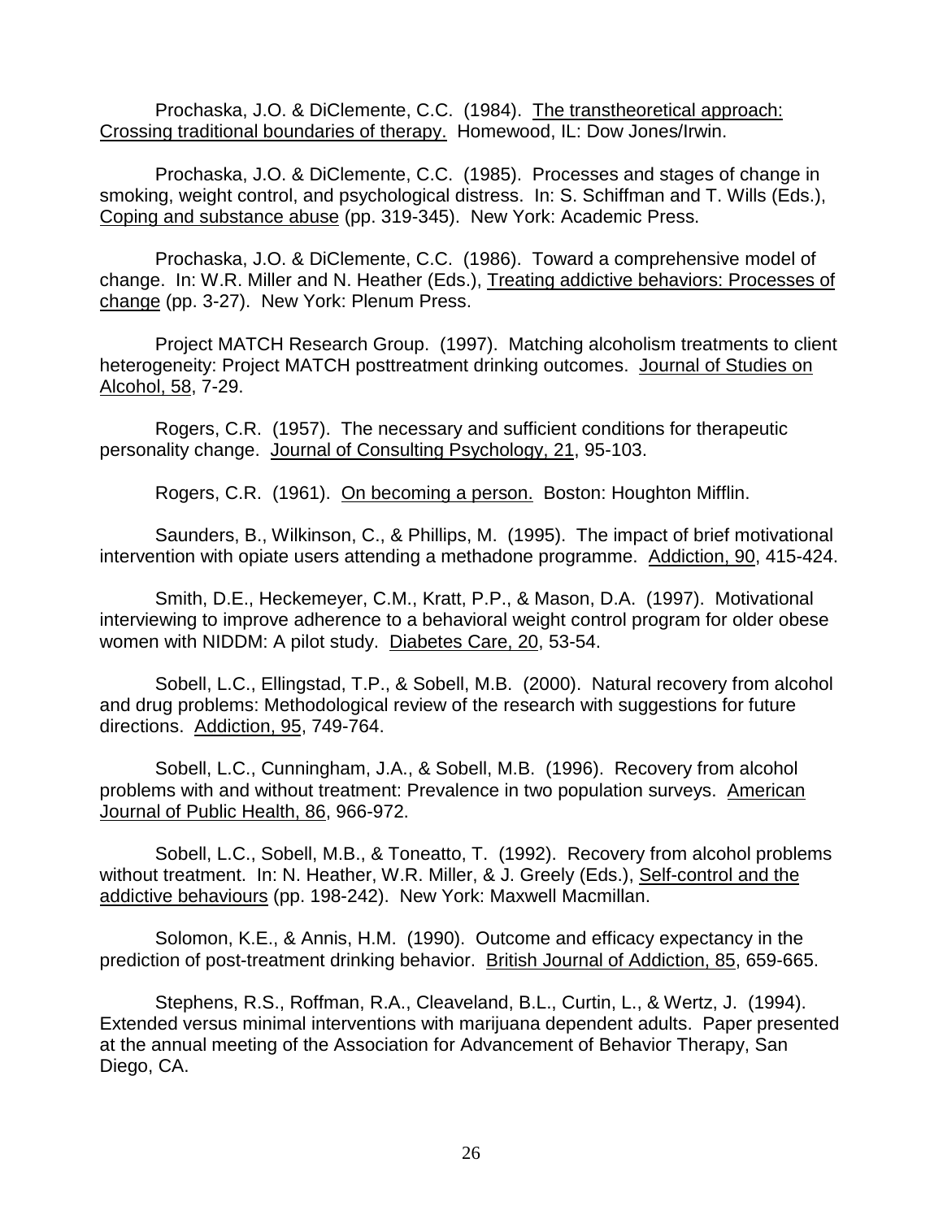Prochaska, J.O. & DiClemente, C.C. (1984). The transtheoretical approach: Crossing traditional boundaries of therapy. Homewood, IL: Dow Jones/Irwin.

Prochaska, J.O. & DiClemente, C.C. (1985). Processes and stages of change in smoking, weight control, and psychological distress. In: S. Schiffman and T. Wills (Eds.), Coping and substance abuse (pp. 319-345). New York: Academic Press.

Prochaska, J.O. & DiClemente, C.C. (1986). Toward a comprehensive model of change. In: W.R. Miller and N. Heather (Eds.), Treating addictive behaviors: Processes of change (pp. 3-27). New York: Plenum Press.

Project MATCH Research Group. (1997). Matching alcoholism treatments to client heterogeneity: Project MATCH posttreatment drinking outcomes. Journal of Studies on Alcohol, 58, 7-29.

Rogers, C.R. (1957). The necessary and sufficient conditions for therapeutic personality change. Journal of Consulting Psychology, 21, 95-103.

Rogers, C.R. (1961). On becoming a person. Boston: Houghton Mifflin.

Saunders, B., Wilkinson, C., & Phillips, M. (1995). The impact of brief motivational intervention with opiate users attending a methadone programme. Addiction, 90, 415-424.

Smith, D.E., Heckemeyer, C.M., Kratt, P.P., & Mason, D.A. (1997). Motivational interviewing to improve adherence to a behavioral weight control program for older obese women with NIDDM: A pilot study. Diabetes Care, 20, 53-54.

Sobell, L.C., Ellingstad, T.P., & Sobell, M.B. (2000). Natural recovery from alcohol and drug problems: Methodological review of the research with suggestions for future directions. Addiction, 95, 749-764.

Sobell, L.C., Cunningham, J.A., & Sobell, M.B. (1996). Recovery from alcohol problems with and without treatment: Prevalence in two population surveys. American Journal of Public Health, 86, 966-972.

Sobell, L.C., Sobell, M.B., & Toneatto, T. (1992). Recovery from alcohol problems without treatment. In: N. Heather, W.R. Miller, & J. Greely (Eds.), Self-control and the addictive behaviours (pp. 198-242). New York: Maxwell Macmillan.

Solomon, K.E., & Annis, H.M. (1990). Outcome and efficacy expectancy in the prediction of post-treatment drinking behavior. British Journal of Addiction, 85, 659-665.

Stephens, R.S., Roffman, R.A., Cleaveland, B.L., Curtin, L., & Wertz, J. (1994). Extended versus minimal interventions with marijuana dependent adults. Paper presented at the annual meeting of the Association for Advancement of Behavior Therapy, San Diego, CA.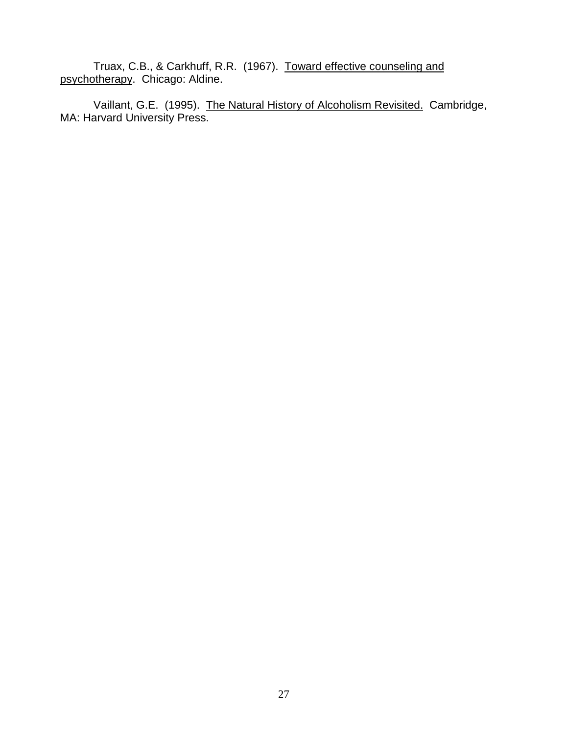Truax, C.B., & Carkhuff, R.R. (1967). Toward effective counseling and psychotherapy. Chicago: Aldine.

Vaillant, G.E. (1995). The Natural History of Alcoholism Revisited. Cambridge, MA: Harvard University Press.